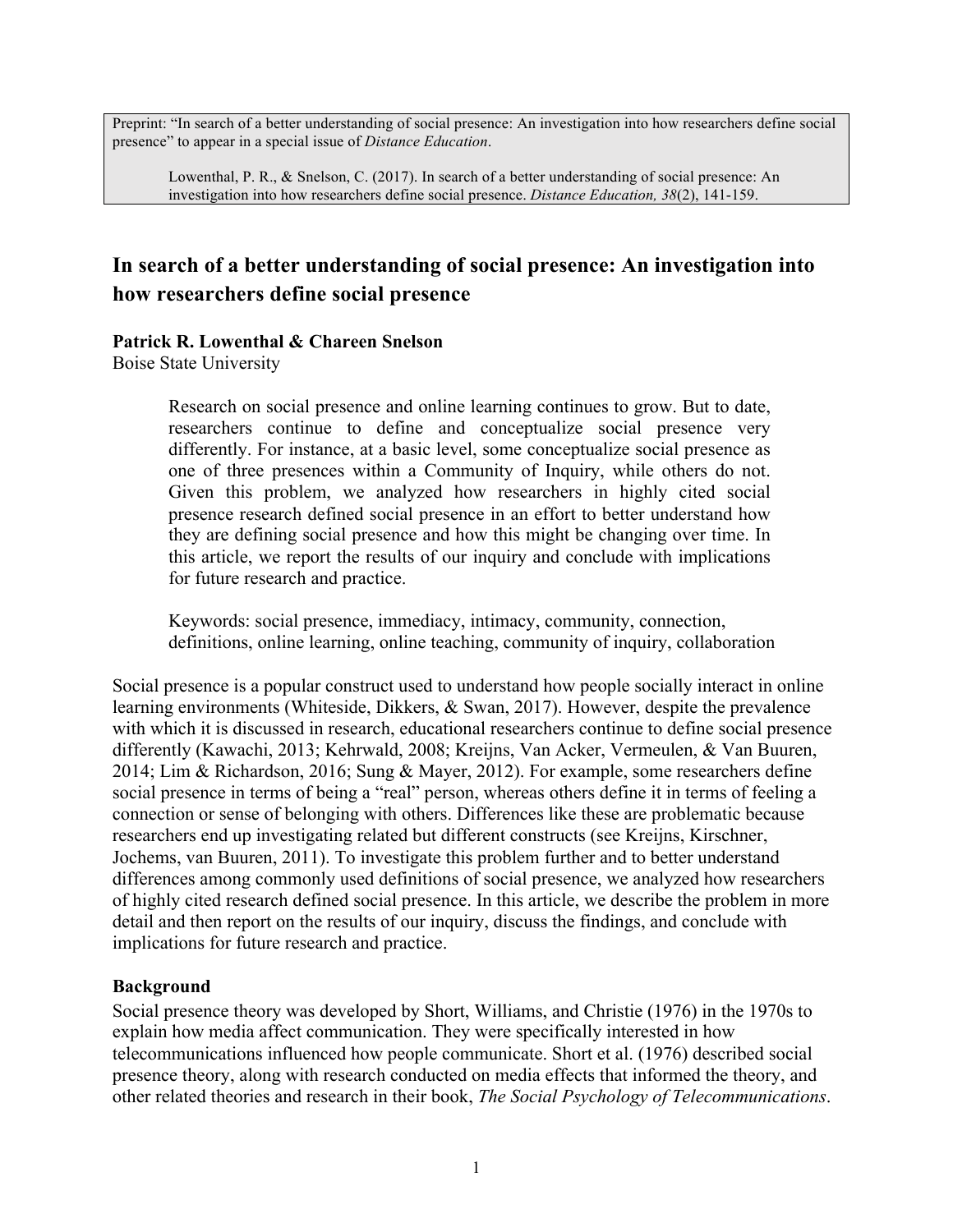Preprint: "In search of a better understanding of social presence: An investigation into how researchers define social presence" to appear in a special issue of *Distance Education*.

Lowenthal, P. R., & Snelson, C. (2017). In search of a better understanding of social presence: An investigation into how researchers define social presence. *Distance Education, 38*(2), 141-159.

# In search of a better understanding of social presence: An investigation into how researchers define social presence

**Patrick R. Lowenthal & Chareen Snelson**
Boise State University

> Research on social presence and online learning continues to grow. But to date, researchers continue to define and conceptualize social presence very differently. For instance, at a basic level, some conceptualize social presence as one of three presences within a Community of Inquiry, while others do not. Given this problem, we analyzed how researchers in highly cited social presence research defined social presence in an effort to better understand how they are defining social presence and how this might be changing over time. In this article, we report the results of our inquiry and conclude with implications for future research and practice.
>
> Keywords: social presence, immediacy, intimacy, community, connection, definitions, online learning, online teaching, community of inquiry, collaboration

Social presence is a popular construct used to understand how people socially interact in online learning environments (Whiteside, Dikkers, & Swan, 2017). However, despite the prevalence with which it is discussed in research, educational researchers continue to define social presence differently (Kawachi, 2013; Kehrwald, 2008; Kreijns, Van Acker, Vermeulen, & Van Buuren, 2014; Lim & Richardson, 2016; Sung & Mayer, 2012). For example, some researchers define social presence in terms of being a "real" person, whereas others define it in terms of feeling a connection or sense of belonging with others. Differences like these are problematic because researchers end up investigating related but different constructs (see Kreijns, Kirschner, Jochems, van Buuren, 2011). To investigate this problem further and to better understand differences among commonly used definitions of social presence, we analyzed how researchers of highly cited research defined social presence. In this article, we describe the problem in more detail and then report on the results of our inquiry, discuss the findings, and conclude with implications for future research and practice.

## Background

Social presence theory was developed by Short, Williams, and Christie (1976) in the 1970s to explain how media affect communication. They were specifically interested in how telecommunications influenced how people communicate. Short et al. (1976) described social presence theory, along with research conducted on media effects that informed the theory, and other related theories and research in their book, *The Social Psychology of Telecommunications*.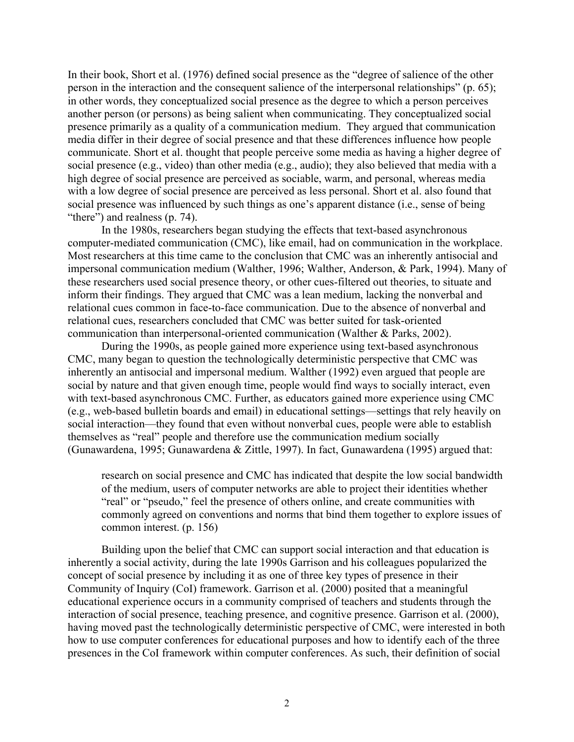In their book, Short et al. (1976) defined social presence as the "degree of salience of the other person in the interaction and the consequent salience of the interpersonal relationships" (p. 65); in other words, they conceptualized social presence as the degree to which a person perceives another person (or persons) as being salient when communicating. They conceptualized social presence primarily as a quality of a communication medium. They argued that communication media differ in their degree of social presence and that these differences influence how people communicate. Short et al. thought that people perceive some media as having a higher degree of social presence (e.g., video) than other media (e.g., audio); they also believed that media with a high degree of social presence are perceived as sociable, warm, and personal, whereas media with a low degree of social presence are perceived as less personal. Short et al. also found that social presence was influenced by such things as one's apparent distance (i.e., sense of being "there") and realness (p. 74).

In the 1980s, researchers began studying the effects that text-based asynchronous computer-mediated communication (CMC), like email, had on communication in the workplace. Most researchers at this time came to the conclusion that CMC was an inherently antisocial and impersonal communication medium (Walther, 1996; Walther, Anderson, & Park, 1994). Many of these researchers used social presence theory, or other cues-filtered out theories, to situate and inform their findings. They argued that CMC was a lean medium, lacking the nonverbal and relational cues common in face-to-face communication. Due to the absence of nonverbal and relational cues, researchers concluded that CMC was better suited for task-oriented communication than interpersonal-oriented communication (Walther & Parks, 2002).

During the 1990s, as people gained more experience using text-based asynchronous CMC, many began to question the technologically deterministic perspective that CMC was inherently an antisocial and impersonal medium. Walther (1992) even argued that people are social by nature and that given enough time, people would find ways to socially interact, even with text-based asynchronous CMC. Further, as educators gained more experience using CMC (e.g., web-based bulletin boards and email) in educational settings—settings that rely heavily on social interaction—they found that even without nonverbal cues, people were able to establish themselves as "real" people and therefore use the communication medium socially (Gunawardena, 1995; Gunawardena & Zittle, 1997). In fact, Gunawardena (1995) argued that:

> research on social presence and CMC has indicated that despite the low social bandwidth of the medium, users of computer networks are able to project their identities whether "real" or "pseudo," feel the presence of others online, and create communities with commonly agreed on conventions and norms that bind them together to explore issues of common interest. (p. 156)

Building upon the belief that CMC can support social interaction and that education is inherently a social activity, during the late 1990s Garrison and his colleagues popularized the concept of social presence by including it as one of three key types of presence in their Community of Inquiry (CoI) framework. Garrison et al. (2000) posited that a meaningful educational experience occurs in a community comprised of teachers and students through the interaction of social presence, teaching presence, and cognitive presence. Garrison et al. (2000), having moved past the technologically deterministic perspective of CMC, were interested in both how to use computer conferences for educational purposes and how to identify each of the three presences in the CoI framework within computer conferences. As such, their definition of social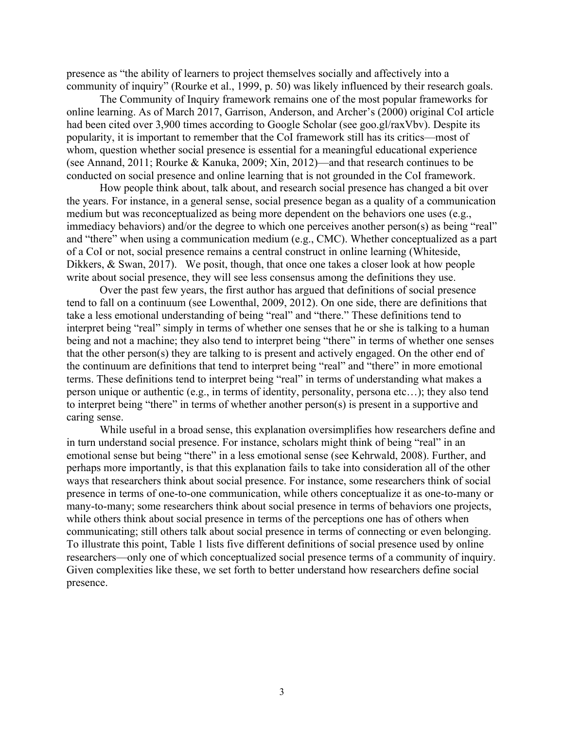presence as "the ability of learners to project themselves socially and affectively into a community of inquiry" (Rourke et al., 1999, p. 50) was likely influenced by their research goals.

The Community of Inquiry framework remains one of the most popular frameworks for online learning. As of March 2017, Garrison, Anderson, and Archer's (2000) original CoI article had been cited over 3,900 times according to Google Scholar (see goo.gl/raxVbv). Despite its popularity, it is important to remember that the CoI framework still has its critics—most of whom, question whether social presence is essential for a meaningful educational experience (see Annand, 2011; Rourke & Kanuka, 2009; Xin, 2012)—and that research continues to be conducted on social presence and online learning that is not grounded in the CoI framework.

How people think about, talk about, and research social presence has changed a bit over the years. For instance, in a general sense, social presence began as a quality of a communication medium but was reconceptualized as being more dependent on the behaviors one uses (e.g., immediacy behaviors) and/or the degree to which one perceives another person(s) as being "real" and "there" when using a communication medium (e.g., CMC). Whether conceptualized as a part of a CoI or not, social presence remains a central construct in online learning (Whiteside, Dikkers, & Swan, 2017). We posit, though, that once one takes a closer look at how people write about social presence, they will see less consensus among the definitions they use.

Over the past few years, the first author has argued that definitions of social presence tend to fall on a continuum (see Lowenthal, 2009, 2012). On one side, there are definitions that take a less emotional understanding of being "real" and "there." These definitions tend to interpret being "real" simply in terms of whether one senses that he or she is talking to a human being and not a machine; they also tend to interpret being "there" in terms of whether one senses that the other person(s) they are talking to is present and actively engaged. On the other end of the continuum are definitions that tend to interpret being "real" and "there" in more emotional terms. These definitions tend to interpret being "real" in terms of understanding what makes a person unique or authentic (e.g., in terms of identity, personality, persona etc…); they also tend to interpret being "there" in terms of whether another person(s) is present in a supportive and caring sense.

While useful in a broad sense, this explanation oversimplifies how researchers define and in turn understand social presence. For instance, scholars might think of being "real" in an emotional sense but being "there" in a less emotional sense (see Kehrwald, 2008). Further, and perhaps more importantly, is that this explanation fails to take into consideration all of the other ways that researchers think about social presence. For instance, some researchers think of social presence in terms of one-to-one communication, while others conceptualize it as one-to-many or many-to-many; some researchers think about social presence in terms of behaviors one projects, while others think about social presence in terms of the perceptions one has of others when communicating; still others talk about social presence in terms of connecting or even belonging. To illustrate this point, Table 1 lists five different definitions of social presence used by online researchers—only one of which conceptualized social presence terms of a community of inquiry. Given complexities like these, we set forth to better understand how researchers define social presence.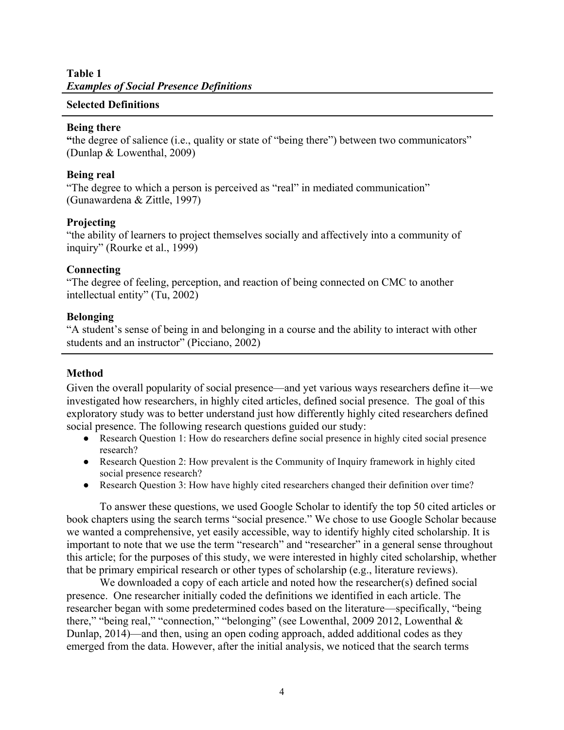**Table 1**
***Examples of Social Presence Definitions***

**Selected Definitions**

**Being there**
"the degree of salience (i.e., quality or state of "being there") between two communicators" (Dunlap & Lowenthal, 2009)

**Being real**
"The degree to which a person is perceived as "real" in mediated communication" (Gunawardena & Zittle, 1997)

**Projecting**
"the ability of learners to project themselves socially and affectively into a community of inquiry" (Rourke et al., 1999)

**Connecting**
"The degree of feeling, perception, and reaction of being connected on CMC to another intellectual entity" (Tu, 2002)

**Belonging**
"A student's sense of being in and belonging in a course and the ability to interact with other students and an instructor" (Picciano, 2002)

## Method

Given the overall popularity of social presence—and yet various ways researchers define it—we investigated how researchers, in highly cited articles, defined social presence. The goal of this exploratory study was to better understand just how differently highly cited researchers defined social presence. The following research questions guided our study:

- Research Question 1: How do researchers define social presence in highly cited social presence research?
- Research Question 2: How prevalent is the Community of Inquiry framework in highly cited social presence research?
- Research Question 3: How have highly cited researchers changed their definition over time?

To answer these questions, we used Google Scholar to identify the top 50 cited articles or book chapters using the search terms "social presence." We chose to use Google Scholar because we wanted a comprehensive, yet easily accessible, way to identify highly cited scholarship. It is important to note that we use the term "research" and "researcher" in a general sense throughout this article; for the purposes of this study, we were interested in highly cited scholarship, whether that be primary empirical research or other types of scholarship (e.g., literature reviews).

We downloaded a copy of each article and noted how the researcher(s) defined social presence. One researcher initially coded the definitions we identified in each article. The researcher began with some predetermined codes based on the literature—specifically, "being there," "being real," "connection," "belonging" (see Lowenthal, 2009 2012, Lowenthal & Dunlap, 2014)—and then, using an open coding approach, added additional codes as they emerged from the data. However, after the initial analysis, we noticed that the search terms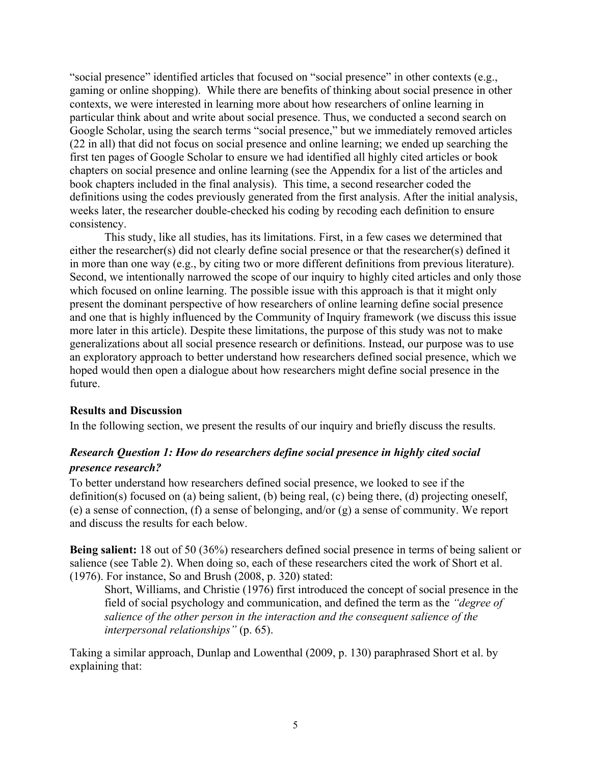"social presence" identified articles that focused on "social presence" in other contexts (e.g., gaming or online shopping). While there are benefits of thinking about social presence in other contexts, we were interested in learning more about how researchers of online learning in particular think about and write about social presence. Thus, we conducted a second search on Google Scholar, using the search terms "social presence," but we immediately removed articles (22 in all) that did not focus on social presence and online learning; we ended up searching the first ten pages of Google Scholar to ensure we had identified all highly cited articles or book chapters on social presence and online learning (see the Appendix for a list of the articles and book chapters included in the final analysis). This time, a second researcher coded the definitions using the codes previously generated from the first analysis. After the initial analysis, weeks later, the researcher double-checked his coding by recoding each definition to ensure consistency.

This study, like all studies, has its limitations. First, in a few cases we determined that either the researcher(s) did not clearly define social presence or that the researcher(s) defined it in more than one way (e.g., by citing two or more different definitions from previous literature). Second, we intentionally narrowed the scope of our inquiry to highly cited articles and only those which focused on online learning. The possible issue with this approach is that it might only present the dominant perspective of how researchers of online learning define social presence and one that is highly influenced by the Community of Inquiry framework (we discuss this issue more later in this article). Despite these limitations, the purpose of this study was not to make generalizations about all social presence research or definitions. Instead, our purpose was to use an exploratory approach to better understand how researchers defined social presence, which we hoped would then open a dialogue about how researchers might define social presence in the future.

## Results and Discussion

In the following section, we present the results of our inquiry and briefly discuss the results.

### *Research Question 1: How do researchers define social presence in highly cited social presence research?*

To better understand how researchers defined social presence, we looked to see if the definition(s) focused on (a) being salient, (b) being real, (c) being there, (d) projecting oneself, (e) a sense of connection, (f) a sense of belonging, and/or (g) a sense of community. We report and discuss the results for each below.

**Being salient:** 18 out of 50 (36%) researchers defined social presence in terms of being salient or salience (see Table 2). When doing so, each of these researchers cited the work of Short et al. (1976). For instance, So and Brush (2008, p. 320) stated:

> Short, Williams, and Christie (1976) first introduced the concept of social presence in the field of social psychology and communication, and defined the term as the *"degree of salience of the other person in the interaction and the consequent salience of the interpersonal relationships"* (p. 65).

Taking a similar approach, Dunlap and Lowenthal (2009, p. 130) paraphrased Short et al. by explaining that: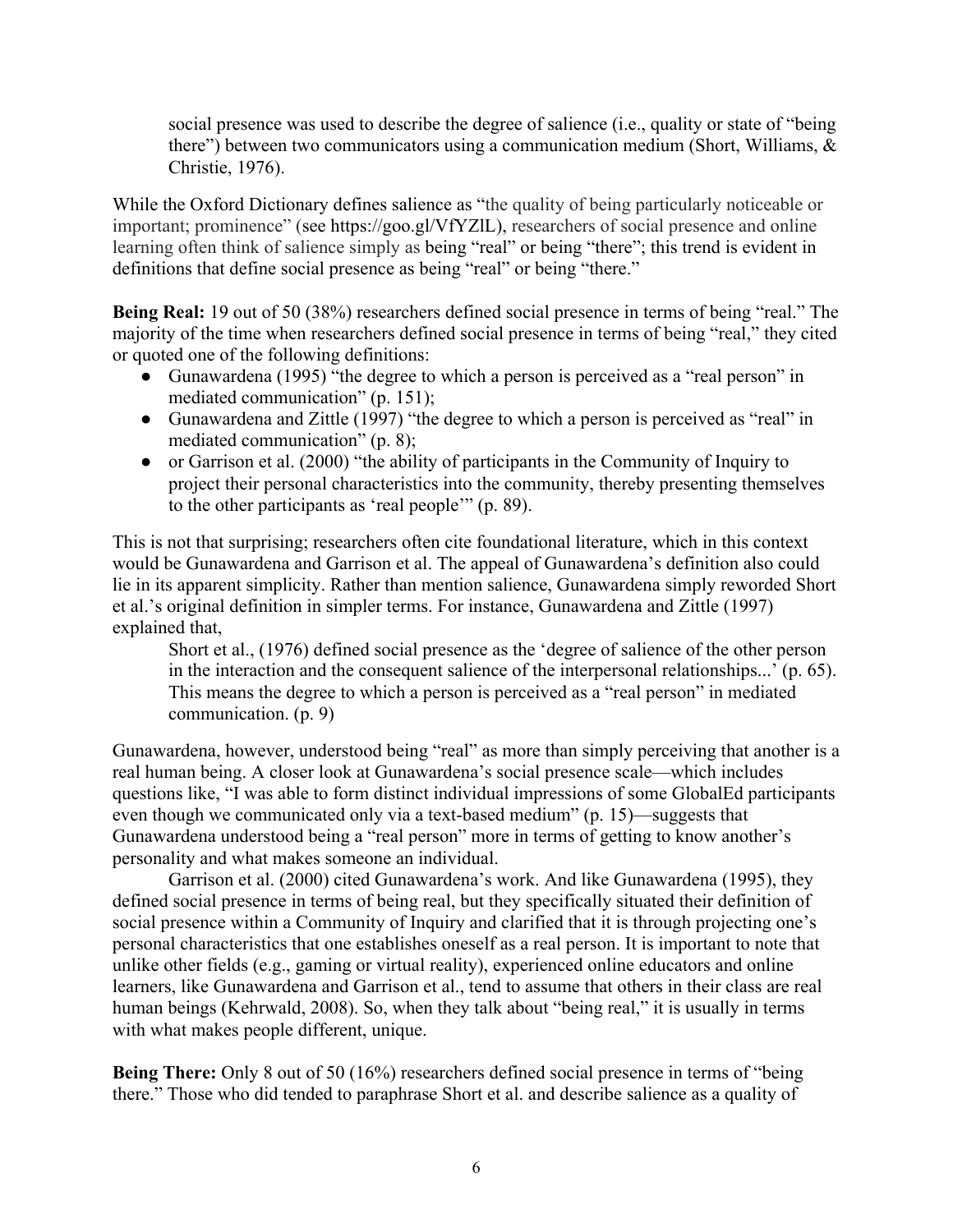> social presence was used to describe the degree of salience (i.e., quality or state of "being there") between two communicators using a communication medium (Short, Williams, & Christie, 1976).

While the Oxford Dictionary defines salience as "the quality of being particularly noticeable or important; prominence" (see https://goo.gl/VfYZlL), researchers of social presence and online learning often think of salience simply as being "real" or being "there"; this trend is evident in definitions that define social presence as being "real" or being "there."

**Being Real:** 19 out of 50 (38%) researchers defined social presence in terms of being "real." The majority of the time when researchers defined social presence in terms of being "real," they cited or quoted one of the following definitions:

- Gunawardena (1995) "the degree to which a person is perceived as a "real person" in mediated communication" (p. 151);
- Gunawardena and Zittle (1997) "the degree to which a person is perceived as "real" in mediated communication" (p. 8);
- or Garrison et al. (2000) "the ability of participants in the Community of Inquiry to project their personal characteristics into the community, thereby presenting themselves to the other participants as 'real people'" (p. 89).

This is not that surprising; researchers often cite foundational literature, which in this context would be Gunawardena and Garrison et al. The appeal of Gunawardena's definition also could lie in its apparent simplicity. Rather than mention salience, Gunawardena simply reworded Short et al.'s original definition in simpler terms. For instance, Gunawardena and Zittle (1997) explained that,

> Short et al., (1976) defined social presence as the 'degree of salience of the other person in the interaction and the consequent salience of the interpersonal relationships...' (p. 65). This means the degree to which a person is perceived as a "real person" in mediated communication. (p. 9)

Gunawardena, however, understood being "real" as more than simply perceiving that another is a real human being. A closer look at Gunawardena's social presence scale—which includes questions like, "I was able to form distinct individual impressions of some GlobalEd participants even though we communicated only via a text-based medium" (p. 15)—suggests that Gunawardena understood being a "real person" more in terms of getting to know another's personality and what makes someone an individual.

Garrison et al. (2000) cited Gunawardena's work. And like Gunawardena (1995), they defined social presence in terms of being real, but they specifically situated their definition of social presence within a Community of Inquiry and clarified that it is through projecting one's personal characteristics that one establishes oneself as a real person. It is important to note that unlike other fields (e.g., gaming or virtual reality), experienced online educators and online learners, like Gunawardena and Garrison et al., tend to assume that others in their class are real human beings (Kehrwald, 2008). So, when they talk about "being real," it is usually in terms with what makes people different, unique.

**Being There:** Only 8 out of 50 (16%) researchers defined social presence in terms of "being there." Those who did tended to paraphrase Short et al. and describe salience as a quality of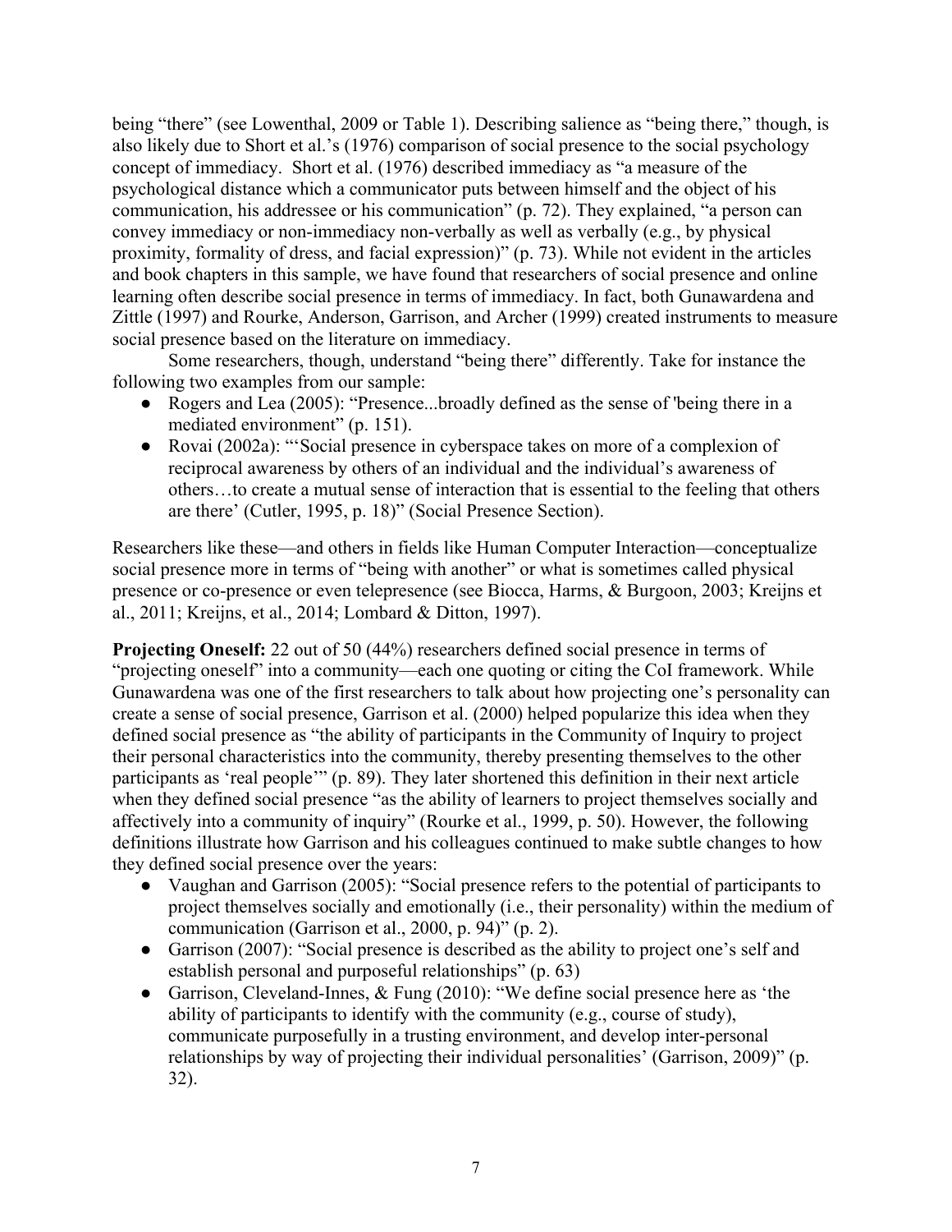being "there" (see Lowenthal, 2009 or Table 1). Describing salience as "being there," though, is also likely due to Short et al.'s (1976) comparison of social presence to the social psychology concept of immediacy. Short et al. (1976) described immediacy as "a measure of the psychological distance which a communicator puts between himself and the object of his communication, his addressee or his communication" (p. 72). They explained, "a person can convey immediacy or non-immediacy non-verbally as well as verbally (e.g., by physical proximity, formality of dress, and facial expression)" (p. 73). While not evident in the articles and book chapters in this sample, we have found that researchers of social presence and online learning often describe social presence in terms of immediacy. In fact, both Gunawardena and Zittle (1997) and Rourke, Anderson, Garrison, and Archer (1999) created instruments to measure social presence based on the literature on immediacy.

Some researchers, though, understand "being there" differently. Take for instance the following two examples from our sample:

- Rogers and Lea (2005): "Presence...broadly defined as the sense of 'being there in a mediated environment" (p. 151).
- Rovai (2002a): "'Social presence in cyberspace takes on more of a complexion of reciprocal awareness by others of an individual and the individual's awareness of others…to create a mutual sense of interaction that is essential to the feeling that others are there' (Cutler, 1995, p. 18)" (Social Presence Section).

Researchers like these—and others in fields like Human Computer Interaction—conceptualize social presence more in terms of "being with another" or what is sometimes called physical presence or co-presence or even telepresence (see Biocca, Harms, & Burgoon, 2003; Kreijns et al., 2011; Kreijns, et al., 2014; Lombard & Ditton, 1997).

**Projecting Oneself:** 22 out of 50 (44%) researchers defined social presence in terms of "projecting oneself" into a community—each one quoting or citing the CoI framework. While Gunawardena was one of the first researchers to talk about how projecting one's personality can create a sense of social presence, Garrison et al. (2000) helped popularize this idea when they defined social presence as "the ability of participants in the Community of Inquiry to project their personal characteristics into the community, thereby presenting themselves to the other participants as 'real people'" (p. 89). They later shortened this definition in their next article when they defined social presence "as the ability of learners to project themselves socially and affectively into a community of inquiry" (Rourke et al., 1999, p. 50). However, the following definitions illustrate how Garrison and his colleagues continued to make subtle changes to how they defined social presence over the years:

- Vaughan and Garrison (2005): "Social presence refers to the potential of participants to project themselves socially and emotionally (i.e., their personality) within the medium of communication (Garrison et al., 2000, p. 94)" (p. 2).
- Garrison (2007): "Social presence is described as the ability to project one's self and establish personal and purposeful relationships" (p. 63)
- Garrison, Cleveland-Innes, & Fung (2010): "We define social presence here as 'the ability of participants to identify with the community (e.g., course of study), communicate purposefully in a trusting environment, and develop inter-personal relationships by way of projecting their individual personalities' (Garrison, 2009)" (p. 32).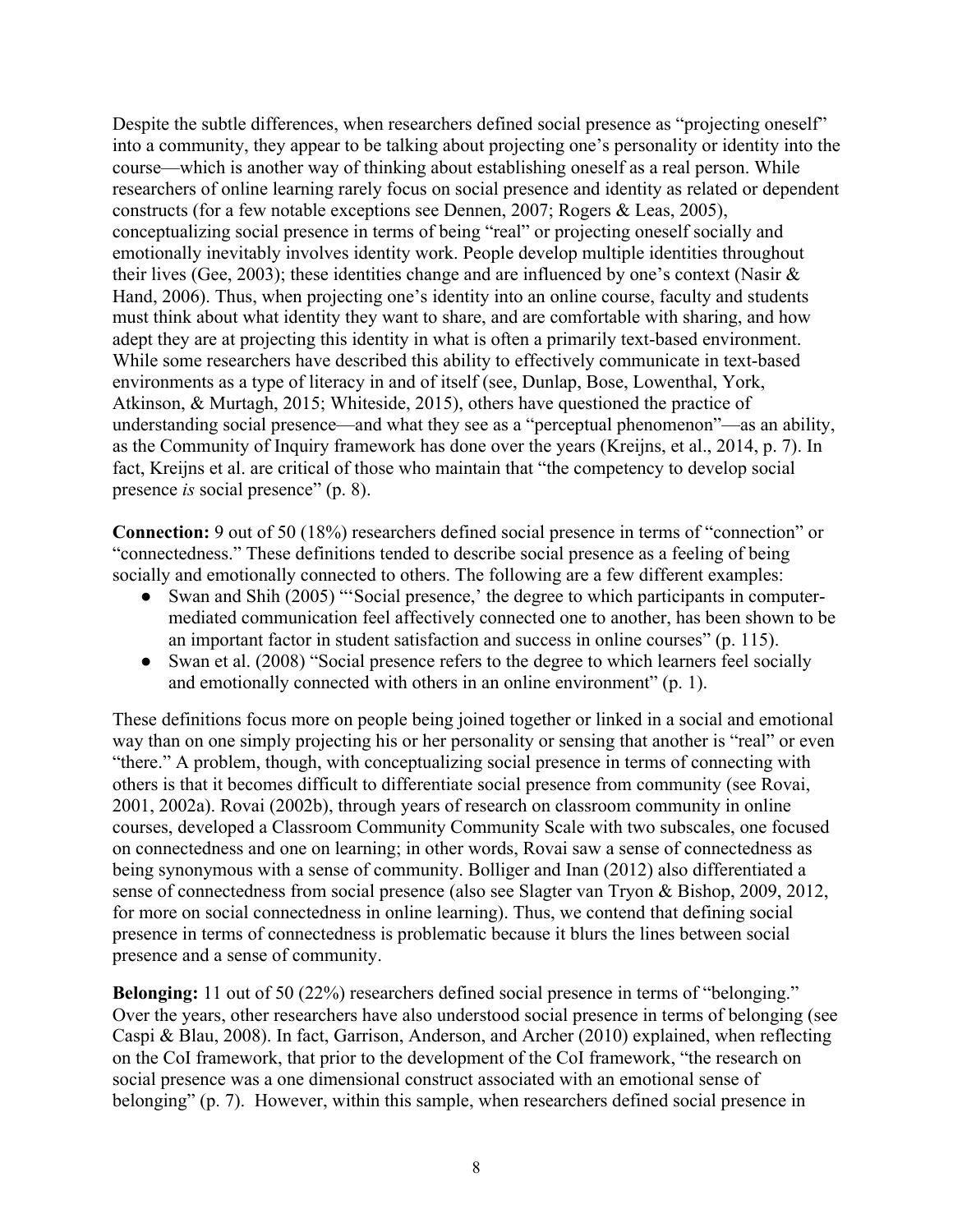Despite the subtle differences, when researchers defined social presence as "projecting oneself" into a community, they appear to be talking about projecting one's personality or identity into the course—which is another way of thinking about establishing oneself as a real person. While researchers of online learning rarely focus on social presence and identity as related or dependent constructs (for a few notable exceptions see Dennen, 2007; Rogers & Leas, 2005), conceptualizing social presence in terms of being "real" or projecting oneself socially and emotionally inevitably involves identity work. People develop multiple identities throughout their lives (Gee, 2003); these identities change and are influenced by one's context (Nasir & Hand, 2006). Thus, when projecting one's identity into an online course, faculty and students must think about what identity they want to share, and are comfortable with sharing, and how adept they are at projecting this identity in what is often a primarily text-based environment. While some researchers have described this ability to effectively communicate in text-based environments as a type of literacy in and of itself (see, Dunlap, Bose, Lowenthal, York, Atkinson, & Murtagh, 2015; Whiteside, 2015), others have questioned the practice of understanding social presence—and what they see as a "perceptual phenomenon"—as an ability, as the Community of Inquiry framework has done over the years (Kreijns, et al., 2014, p. 7). In fact, Kreijns et al. are critical of those who maintain that "the competency to develop social presence *is* social presence" (p. 8).

**Connection:** 9 out of 50 (18%) researchers defined social presence in terms of "connection" or "connectedness." These definitions tended to describe social presence as a feeling of being socially and emotionally connected to others. The following are a few different examples:

- Swan and Shih (2005) "'Social presence,' the degree to which participants in computer-mediated communication feel affectively connected one to another, has been shown to be an important factor in student satisfaction and success in online courses" (p. 115).
- Swan et al. (2008) "Social presence refers to the degree to which learners feel socially and emotionally connected with others in an online environment" (p. 1).

These definitions focus more on people being joined together or linked in a social and emotional way than on one simply projecting his or her personality or sensing that another is "real" or even "there." A problem, though, with conceptualizing social presence in terms of connecting with others is that it becomes difficult to differentiate social presence from community (see Rovai, 2001, 2002a). Rovai (2002b), through years of research on classroom community in online courses, developed a Classroom Community Community Scale with two subscales, one focused on connectedness and one on learning; in other words, Rovai saw a sense of connectedness as being synonymous with a sense of community. Bolliger and Inan (2012) also differentiated a sense of connectedness from social presence (also see Slagter van Tryon & Bishop, 2009, 2012, for more on social connectedness in online learning). Thus, we contend that defining social presence in terms of connectedness is problematic because it blurs the lines between social presence and a sense of community.

**Belonging:** 11 out of 50 (22%) researchers defined social presence in terms of "belonging." Over the years, other researchers have also understood social presence in terms of belonging (see Caspi & Blau, 2008). In fact, Garrison, Anderson, and Archer (2010) explained, when reflecting on the CoI framework, that prior to the development of the CoI framework, "the research on social presence was a one dimensional construct associated with an emotional sense of belonging" (p. 7). However, within this sample, when researchers defined social presence in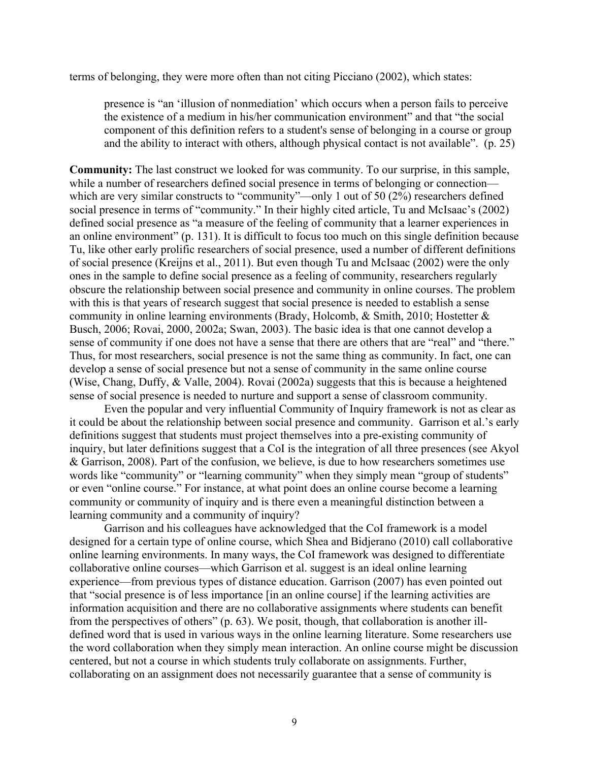terms of belonging, they were more often than not citing Picciano (2002), which states:

> presence is "an 'illusion of nonmediation' which occurs when a person fails to perceive the existence of a medium in his/her communication environment" and that "the social component of this definition refers to a student's sense of belonging in a course or group and the ability to interact with others, although physical contact is not available". (p. 25)

**Community:** The last construct we looked for was community. To our surprise, in this sample, while a number of researchers defined social presence in terms of belonging or connection—which are very similar constructs to "community"—only 1 out of 50 (2%) researchers defined social presence in terms of "community." In their highly cited article, Tu and McIsaac's (2002) defined social presence as "a measure of the feeling of community that a learner experiences in an online environment" (p. 131). It is difficult to focus too much on this single definition because Tu, like other early prolific researchers of social presence, used a number of different definitions of social presence (Kreijns et al., 2011). But even though Tu and McIsaac (2002) were the only ones in the sample to define social presence as a feeling of community, researchers regularly obscure the relationship between social presence and community in online courses. The problem with this is that years of research suggest that social presence is needed to establish a sense community in online learning environments (Brady, Holcomb, & Smith, 2010; Hostetter & Busch, 2006; Rovai, 2000, 2002a; Swan, 2003). The basic idea is that one cannot develop a sense of community if one does not have a sense that there are others that are "real" and "there." Thus, for most researchers, social presence is not the same thing as community. In fact, one can develop a sense of social presence but not a sense of community in the same online course (Wise, Chang, Duffy, & Valle, 2004). Rovai (2002a) suggests that this is because a heightened sense of social presence is needed to nurture and support a sense of classroom community.

Even the popular and very influential Community of Inquiry framework is not as clear as it could be about the relationship between social presence and community. Garrison et al.'s early definitions suggest that students must project themselves into a pre-existing community of inquiry, but later definitions suggest that a CoI is the integration of all three presences (see Akyol & Garrison, 2008). Part of the confusion, we believe, is due to how researchers sometimes use words like "community" or "learning community" when they simply mean "group of students" or even "online course." For instance, at what point does an online course become a learning community or community of inquiry and is there even a meaningful distinction between a learning community and a community of inquiry?

Garrison and his colleagues have acknowledged that the CoI framework is a model designed for a certain type of online course, which Shea and Bidjerano (2010) call collaborative online learning environments. In many ways, the CoI framework was designed to differentiate collaborative online courses—which Garrison et al. suggest is an ideal online learning experience—from previous types of distance education. Garrison (2007) has even pointed out that "social presence is of less importance [in an online course] if the learning activities are information acquisition and there are no collaborative assignments where students can benefit from the perspectives of others" (p. 63). We posit, though, that collaboration is another ill-defined word that is used in various ways in the online learning literature. Some researchers use the word collaboration when they simply mean interaction. An online course might be discussion centered, but not a course in which students truly collaborate on assignments. Further, collaborating on an assignment does not necessarily guarantee that a sense of community is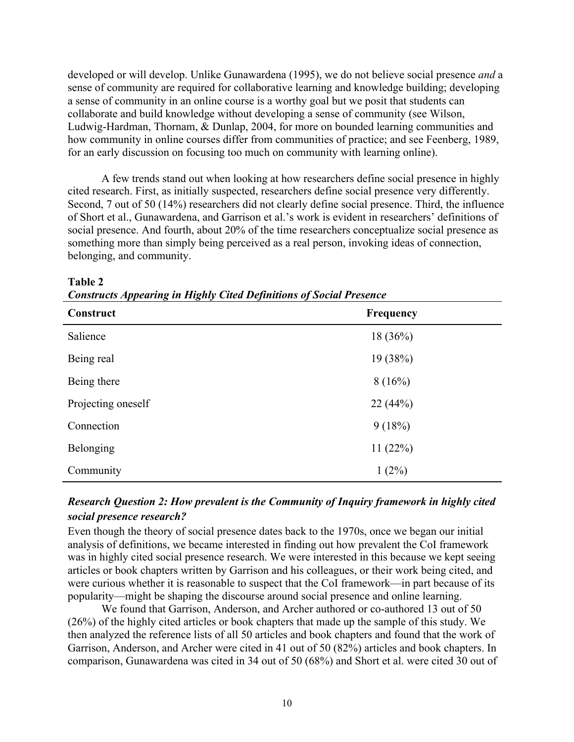developed or will develop. Unlike Gunawardena (1995), we do not believe social presence *and* a sense of community are required for collaborative learning and knowledge building; developing a sense of community in an online course is a worthy goal but we posit that students can collaborate and build knowledge without developing a sense of community (see Wilson, Ludwig-Hardman, Thornam, & Dunlap, 2004, for more on bounded learning communities and how community in online courses differ from communities of practice; and see Feenberg, 1989, for an early discussion on focusing too much on community with learning online).

A few trends stand out when looking at how researchers define social presence in highly cited research. First, as initially suspected, researchers define social presence very differently. Second, 7 out of 50 (14%) researchers did not clearly define social presence. Third, the influence of Short et al., Gunawardena, and Garrison et al.'s work is evident in researchers' definitions of social presence. And fourth, about 20% of the time researchers conceptualize social presence as something more than simply being perceived as a real person, invoking ideas of connection, belonging, and community.

**Table 2**
***Constructs Appearing in Highly Cited Definitions of Social Presence***

| Construct | Frequency |
|---|---|
| Salience | 18 (36%) |
| Being real | 19 (38%) |
| Being there | 8 (16%) |
| Projecting oneself | 22 (44%) |
| Connection | 9 (18%) |
| Belonging | 11 (22%) |
| Community | 1 (2%) |

### *Research Question 2: How prevalent is the Community of Inquiry framework in highly cited social presence research?*

Even though the theory of social presence dates back to the 1970s, once we began our initial analysis of definitions, we became interested in finding out how prevalent the CoI framework was in highly cited social presence research. We were interested in this because we kept seeing articles or book chapters written by Garrison and his colleagues, or their work being cited, and were curious whether it is reasonable to suspect that the CoI framework—in part because of its popularity—might be shaping the discourse around social presence and online learning.

We found that Garrison, Anderson, and Archer authored or co-authored 13 out of 50 (26%) of the highly cited articles or book chapters that made up the sample of this study. We then analyzed the reference lists of all 50 articles and book chapters and found that the work of Garrison, Anderson, and Archer were cited in 41 out of 50 (82%) articles and book chapters. In comparison, Gunawardena was cited in 34 out of 50 (68%) and Short et al. were cited 30 out of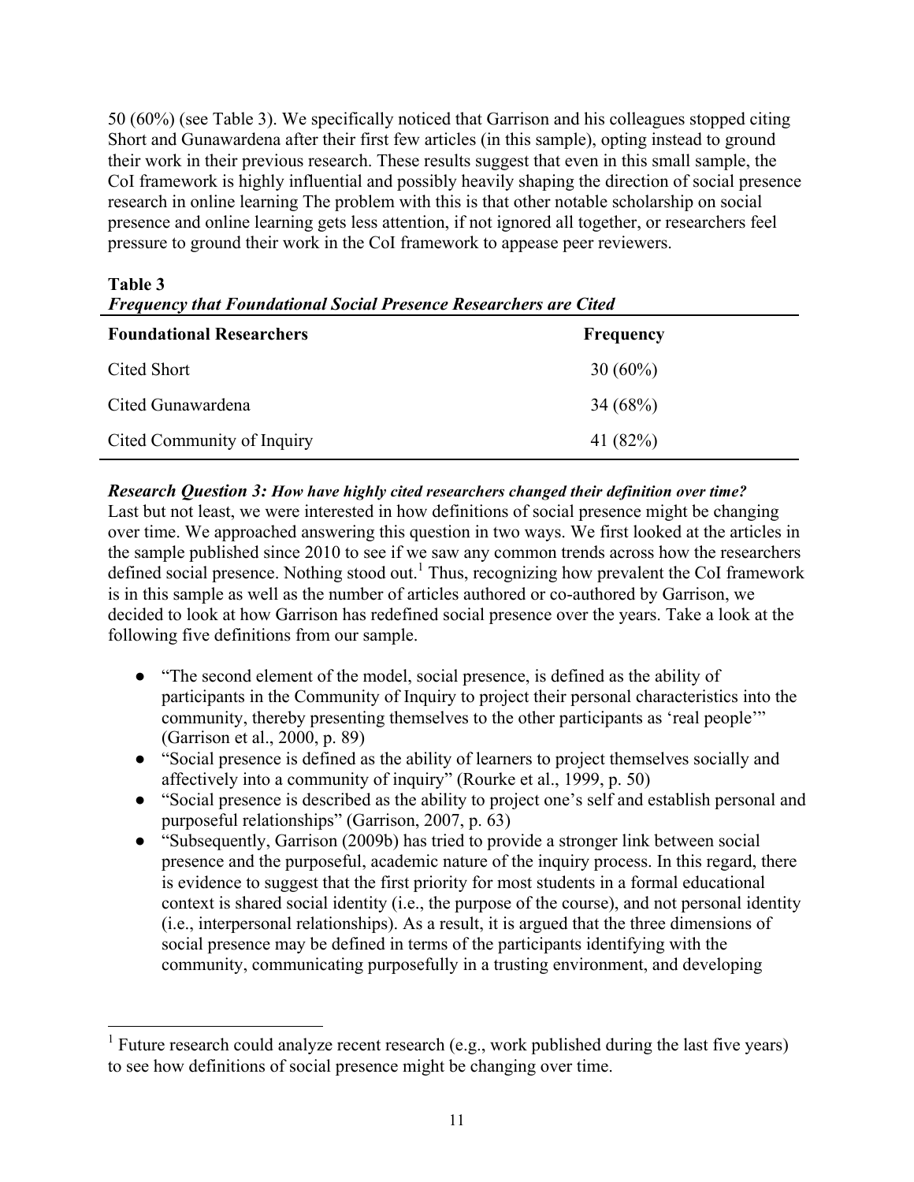50 (60%) (see Table 3). We specifically noticed that Garrison and his colleagues stopped citing Short and Gunawardena after their first few articles (in this sample), opting instead to ground their work in their previous research. These results suggest that even in this small sample, the CoI framework is highly influential and possibly heavily shaping the direction of social presence research in online learning The problem with this is that other notable scholarship on social presence and online learning gets less attention, if not ignored all together, or researchers feel pressure to ground their work in the CoI framework to appease peer reviewers.

**Table 3**
***Frequency that Foundational Social Presence Researchers are Cited***

| Foundational Researchers | Frequency |
|---|---|
| Cited Short | 30 (60%) |
| Cited Gunawardena | 34 (68%) |
| Cited Community of Inquiry | 41 (82%) |

***Research Question 3: How have highly cited researchers changed their definition over time?***
Last but not least, we were interested in how definitions of social presence might be changing over time. We approached answering this question in two ways. We first looked at the articles in the sample published since 2010 to see if we saw any common trends across how the researchers defined social presence. Nothing stood out.[1] Thus, recognizing how prevalent the CoI framework is in this sample as well as the number of articles authored or co-authored by Garrison, we decided to look at how Garrison has redefined social presence over the years. Take a look at the following five definitions from our sample.

- "The second element of the model, social presence, is defined as the ability of participants in the Community of Inquiry to project their personal characteristics into the community, thereby presenting themselves to the other participants as 'real people'" (Garrison et al., 2000, p. 89)
- "Social presence is defined as the ability of learners to project themselves socially and affectively into a community of inquiry" (Rourke et al., 1999, p. 50)
- "Social presence is described as the ability to project one's self and establish personal and purposeful relationships" (Garrison, 2007, p. 63)
- "Subsequently, Garrison (2009b) has tried to provide a stronger link between social presence and the purposeful, academic nature of the inquiry process. In this regard, there is evidence to suggest that the first priority for most students in a formal educational context is shared social identity (i.e., the purpose of the course), and not personal identity (i.e., interpersonal relationships). As a result, it is argued that the three dimensions of social presence may be defined in terms of the participants identifying with the community, communicating purposefully in a trusting environment, and developing

[1] Future research could analyze recent research (e.g., work published during the last five years) to see how definitions of social presence might be changing over time.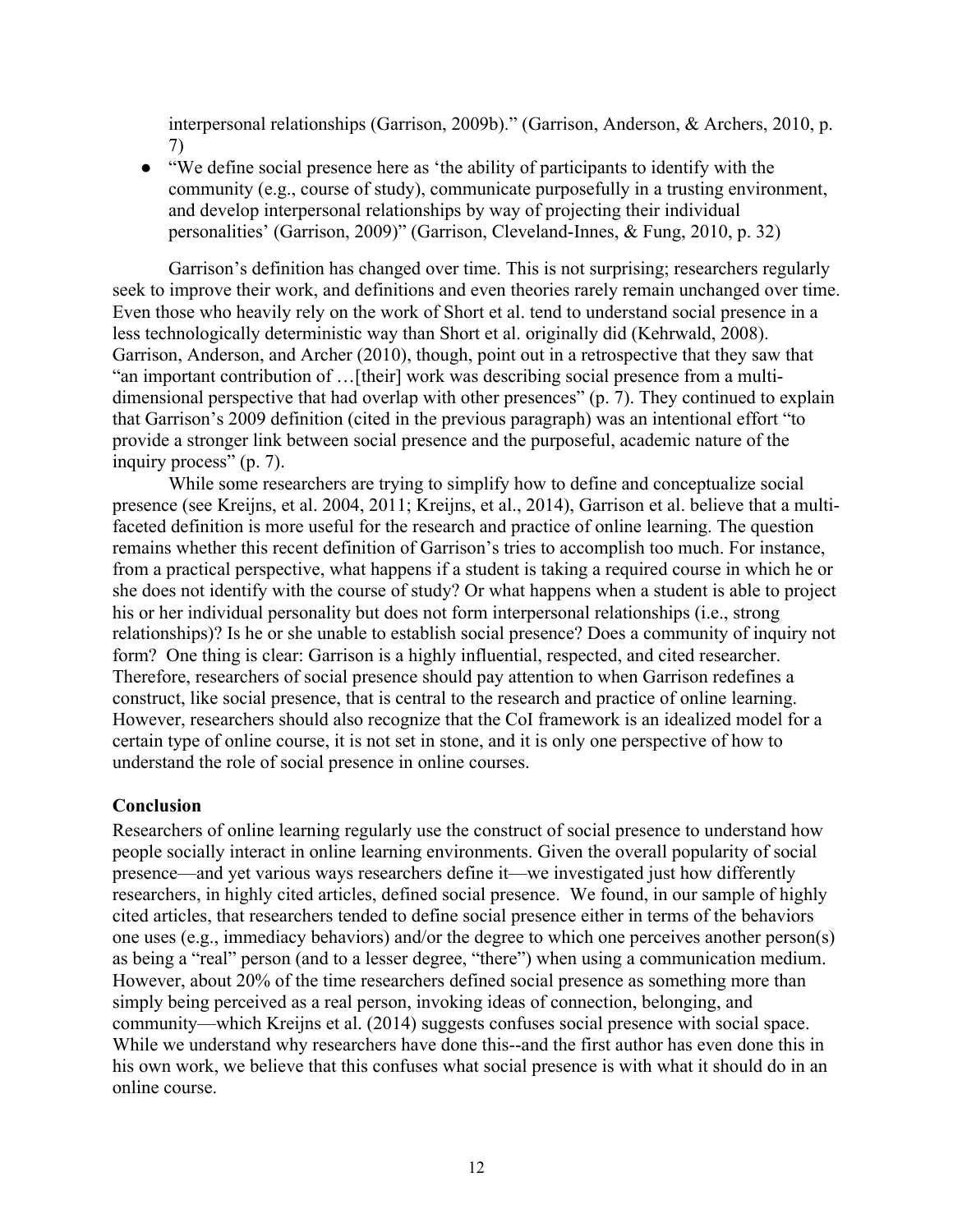interpersonal relationships (Garrison, 2009b)." (Garrison, Anderson, & Archers, 2010, p. 7)

- "We define social presence here as 'the ability of participants to identify with the community (e.g., course of study), communicate purposefully in a trusting environment, and develop interpersonal relationships by way of projecting their individual personalities' (Garrison, 2009)" (Garrison, Cleveland-Innes, & Fung, 2010, p. 32)

Garrison's definition has changed over time. This is not surprising; researchers regularly seek to improve their work, and definitions and even theories rarely remain unchanged over time. Even those who heavily rely on the work of Short et al. tend to understand social presence in a less technologically deterministic way than Short et al. originally did (Kehrwald, 2008). Garrison, Anderson, and Archer (2010), though, point out in a retrospective that they saw that "an important contribution of …[their] work was describing social presence from a multi-dimensional perspective that had overlap with other presences" (p. 7). They continued to explain that Garrison's 2009 definition (cited in the previous paragraph) was an intentional effort "to provide a stronger link between social presence and the purposeful, academic nature of the inquiry process" (p. 7).

While some researchers are trying to simplify how to define and conceptualize social presence (see Kreijns, et al. 2004, 2011; Kreijns, et al., 2014), Garrison et al. believe that a multi-faceted definition is more useful for the research and practice of online learning. The question remains whether this recent definition of Garrison's tries to accomplish too much. For instance, from a practical perspective, what happens if a student is taking a required course in which he or she does not identify with the course of study? Or what happens when a student is able to project his or her individual personality but does not form interpersonal relationships (i.e., strong relationships)? Is he or she unable to establish social presence? Does a community of inquiry not form? One thing is clear: Garrison is a highly influential, respected, and cited researcher. Therefore, researchers of social presence should pay attention to when Garrison redefines a construct, like social presence, that is central to the research and practice of online learning. However, researchers should also recognize that the CoI framework is an idealized model for a certain type of online course, it is not set in stone, and it is only one perspective of how to understand the role of social presence in online courses.

## Conclusion

Researchers of online learning regularly use the construct of social presence to understand how people socially interact in online learning environments. Given the overall popularity of social presence—and yet various ways researchers define it—we investigated just how differently researchers, in highly cited articles, defined social presence. We found, in our sample of highly cited articles, that researchers tended to define social presence either in terms of the behaviors one uses (e.g., immediacy behaviors) and/or the degree to which one perceives another person(s) as being a "real" person (and to a lesser degree, "there") when using a communication medium. However, about 20% of the time researchers defined social presence as something more than simply being perceived as a real person, invoking ideas of connection, belonging, and community—which Kreijns et al. (2014) suggests confuses social presence with social space. While we understand why researchers have done this--and the first author has even done this in his own work, we believe that this confuses what social presence is with what it should do in an online course.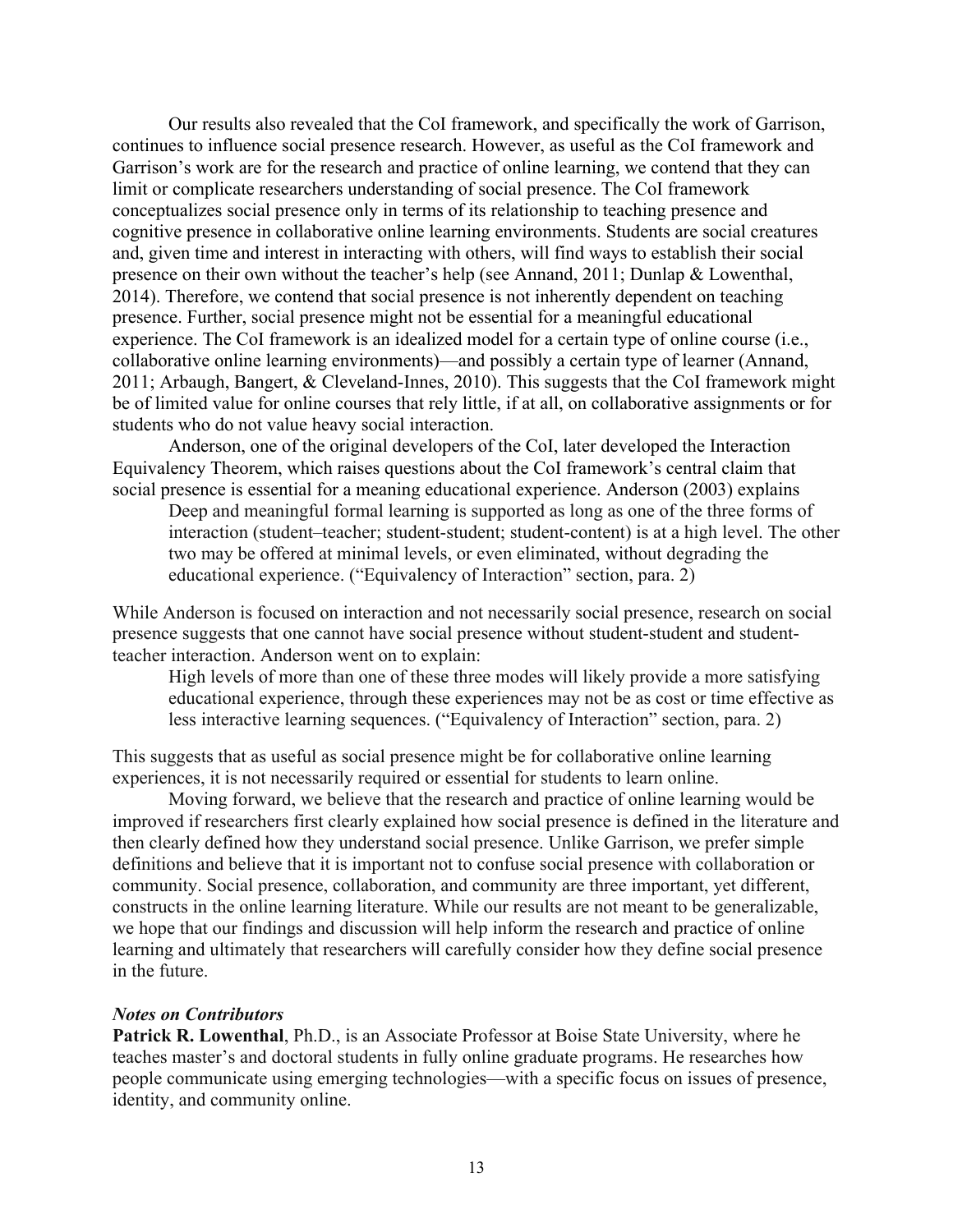Our results also revealed that the CoI framework, and specifically the work of Garrison, continues to influence social presence research. However, as useful as the CoI framework and Garrison's work are for the research and practice of online learning, we contend that they can limit or complicate researchers understanding of social presence. The CoI framework conceptualizes social presence only in terms of its relationship to teaching presence and cognitive presence in collaborative online learning environments. Students are social creatures and, given time and interest in interacting with others, will find ways to establish their social presence on their own without the teacher's help (see Annand, 2011; Dunlap & Lowenthal, 2014). Therefore, we contend that social presence is not inherently dependent on teaching presence. Further, social presence might not be essential for a meaningful educational experience. The CoI framework is an idealized model for a certain type of online course (i.e., collaborative online learning environments)—and possibly a certain type of learner (Annand, 2011; Arbaugh, Bangert, & Cleveland-Innes, 2010). This suggests that the CoI framework might be of limited value for online courses that rely little, if at all, on collaborative assignments or for students who do not value heavy social interaction.

Anderson, one of the original developers of the CoI, later developed the Interaction Equivalency Theorem, which raises questions about the CoI framework's central claim that social presence is essential for a meaning educational experience. Anderson (2003) explains

> Deep and meaningful formal learning is supported as long as one of the three forms of interaction (student–teacher; student-student; student-content) is at a high level. The other two may be offered at minimal levels, or even eliminated, without degrading the educational experience. ("Equivalency of Interaction" section, para. 2)

While Anderson is focused on interaction and not necessarily social presence, research on social presence suggests that one cannot have social presence without student-student and student-teacher interaction. Anderson went on to explain:

> High levels of more than one of these three modes will likely provide a more satisfying educational experience, through these experiences may not be as cost or time effective as less interactive learning sequences. ("Equivalency of Interaction" section, para. 2)

This suggests that as useful as social presence might be for collaborative online learning experiences, it is not necessarily required or essential for students to learn online.

Moving forward, we believe that the research and practice of online learning would be improved if researchers first clearly explained how social presence is defined in the literature and then clearly defined how they understand social presence. Unlike Garrison, we prefer simple definitions and believe that it is important not to confuse social presence with collaboration or community. Social presence, collaboration, and community are three important, yet different, constructs in the online learning literature. While our results are not meant to be generalizable, we hope that our findings and discussion will help inform the research and practice of online learning and ultimately that researchers will carefully consider how they define social presence in the future.

### *Notes on Contributors*

**Patrick R. Lowenthal**, Ph.D., is an Associate Professor at Boise State University, where he teaches master's and doctoral students in fully online graduate programs. He researches how people communicate using emerging technologies—with a specific focus on issues of presence, identity, and community online.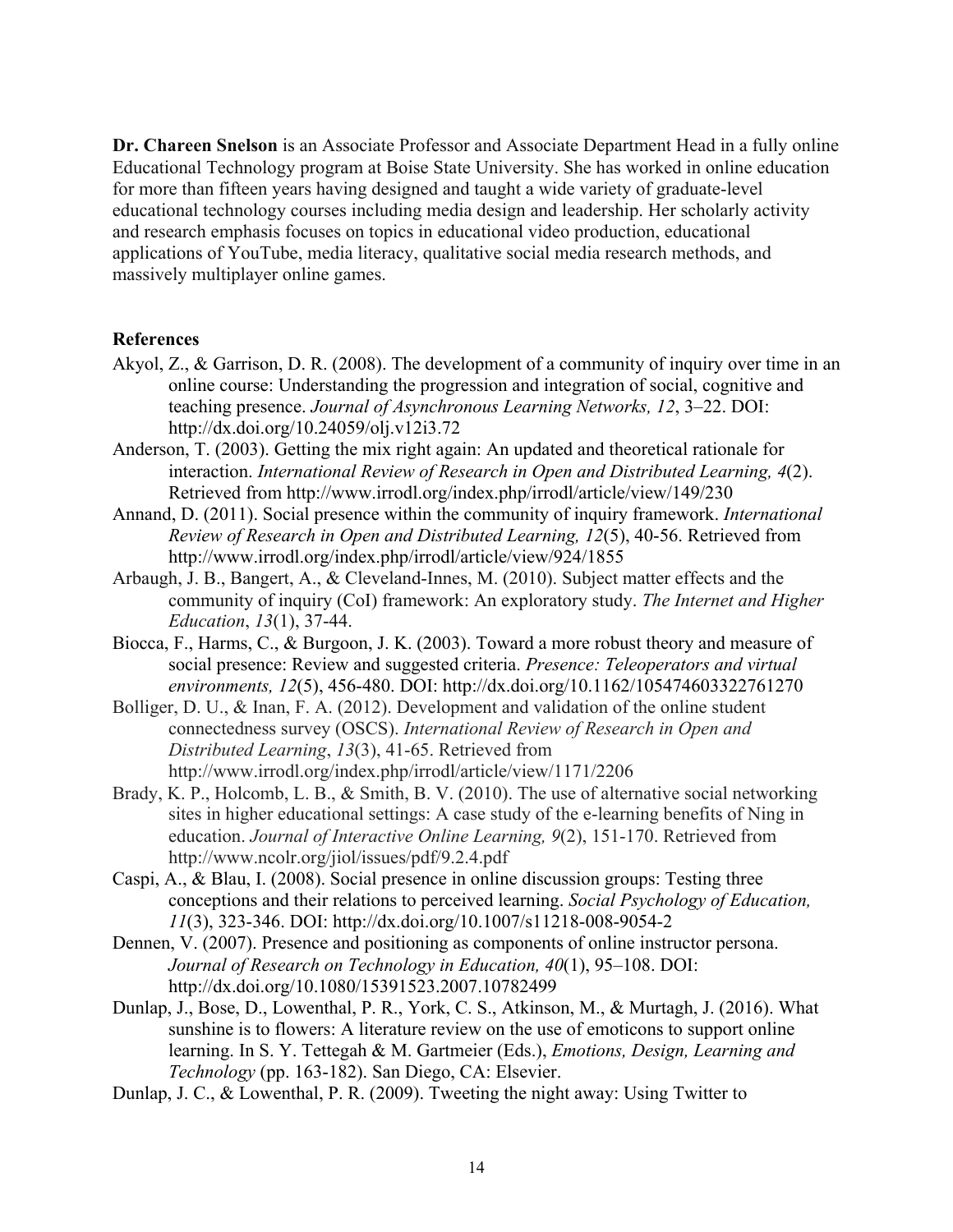**Dr. Chareen Snelson** is an Associate Professor and Associate Department Head in a fully online Educational Technology program at Boise State University. She has worked in online education for more than fifteen years having designed and taught a wide variety of graduate-level educational technology courses including media design and leadership. Her scholarly activity and research emphasis focuses on topics in educational video production, educational applications of YouTube, media literacy, qualitative social media research methods, and massively multiplayer online games.

## References

Akyol, Z., & Garrison, D. R. (2008). The development of a community of inquiry over time in an online course: Understanding the progression and integration of social, cognitive and teaching presence. *Journal of Asynchronous Learning Networks, 12*, 3–22. DOI: http://dx.doi.org/10.24059/olj.v12i3.72

Anderson, T. (2003). Getting the mix right again: An updated and theoretical rationale for interaction. *International Review of Research in Open and Distributed Learning, 4*(2). Retrieved from http://www.irrodl.org/index.php/irrodl/article/view/149/230

Annand, D. (2011). Social presence within the community of inquiry framework. *International Review of Research in Open and Distributed Learning, 12*(5), 40-56. Retrieved from http://www.irrodl.org/index.php/irrodl/article/view/924/1855

Arbaugh, J. B., Bangert, A., & Cleveland-Innes, M. (2010). Subject matter effects and the community of inquiry (CoI) framework: An exploratory study. *The Internet and Higher Education*, *13*(1), 37-44.

Biocca, F., Harms, C., & Burgoon, J. K. (2003). Toward a more robust theory and measure of social presence: Review and suggested criteria. *Presence: Teleoperators and virtual environments, 12*(5), 456-480. DOI: http://dx.doi.org/10.1162/105474603322761270

Bolliger, D. U., & Inan, F. A. (2012). Development and validation of the online student connectedness survey (OSCS). *International Review of Research in Open and Distributed Learning*, *13*(3), 41-65. Retrieved from http://www.irrodl.org/index.php/irrodl/article/view/1171/2206

Brady, K. P., Holcomb, L. B., & Smith, B. V. (2010). The use of alternative social networking sites in higher educational settings: A case study of the e-learning benefits of Ning in education. *Journal of Interactive Online Learning, 9*(2), 151-170. Retrieved from http://www.ncolr.org/jiol/issues/pdf/9.2.4.pdf

Caspi, A., & Blau, I. (2008). Social presence in online discussion groups: Testing three conceptions and their relations to perceived learning. *Social Psychology of Education, 11*(3), 323-346. DOI: http://dx.doi.org/10.1007/s11218-008-9054-2

Dennen, V. (2007). Presence and positioning as components of online instructor persona. *Journal of Research on Technology in Education, 40*(1), 95–108. DOI: http://dx.doi.org/10.1080/15391523.2007.10782499

Dunlap, J., Bose, D., Lowenthal, P. R., York, C. S., Atkinson, M., & Murtagh, J. (2016). What sunshine is to flowers: A literature review on the use of emoticons to support online learning. In S. Y. Tettegah & M. Gartmeier (Eds.), *Emotions, Design, Learning and Technology* (pp. 163-182). San Diego, CA: Elsevier.

Dunlap, J. C., & Lowenthal, P. R. (2009). Tweeting the night away: Using Twitter to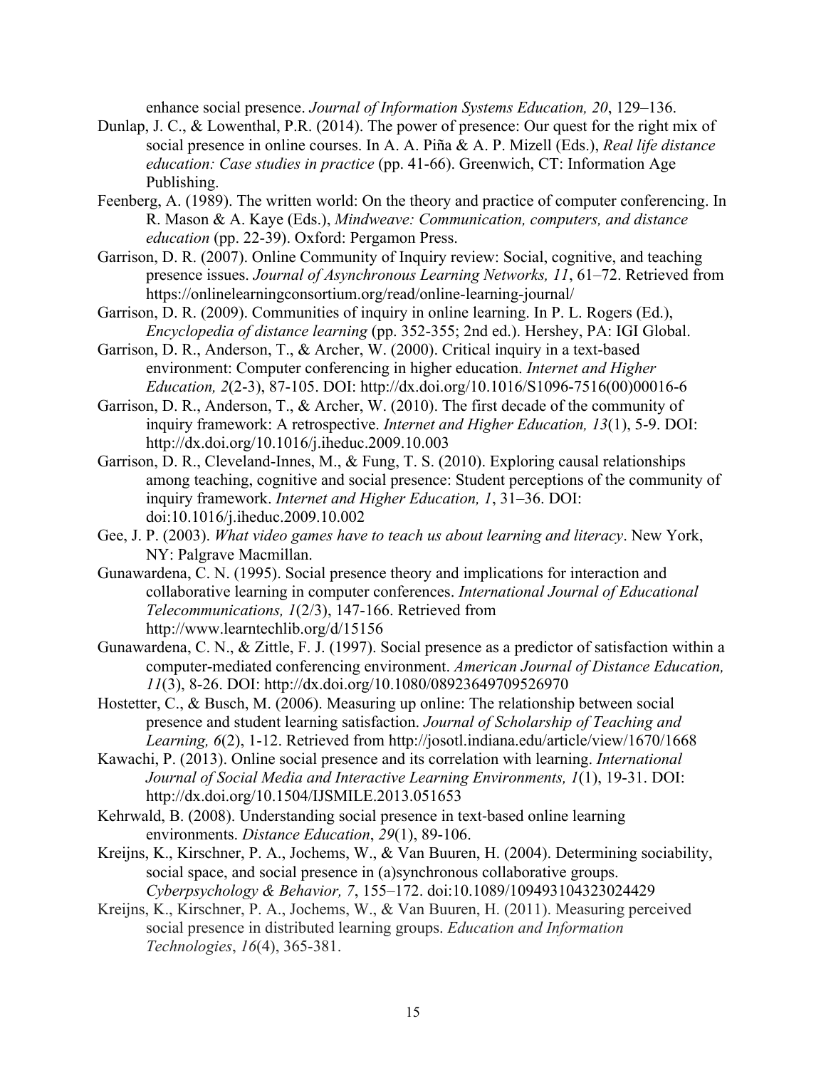enhance social presence. *Journal of Information Systems Education, 20*, 129–136.

Dunlap, J. C., & Lowenthal, P.R. (2014). The power of presence: Our quest for the right mix of social presence in online courses. In A. A. Piña & A. P. Mizell (Eds.), *Real life distance education: Case studies in practice* (pp. 41-66). Greenwich, CT: Information Age Publishing.

Feenberg, A. (1989). The written world: On the theory and practice of computer conferencing. In R. Mason & A. Kaye (Eds.), *Mindweave: Communication, computers, and distance education* (pp. 22-39). Oxford: Pergamon Press.

Garrison, D. R. (2007). Online Community of Inquiry review: Social, cognitive, and teaching presence issues. *Journal of Asynchronous Learning Networks, 11*, 61–72. Retrieved from https://onlinelearningconsortium.org/read/online-learning-journal/

Garrison, D. R. (2009). Communities of inquiry in online learning. In P. L. Rogers (Ed.), *Encyclopedia of distance learning* (pp. 352-355; 2nd ed.). Hershey, PA: IGI Global.

Garrison, D. R., Anderson, T., & Archer, W. (2000). Critical inquiry in a text-based environment: Computer conferencing in higher education. *Internet and Higher Education, 2*(2-3), 87-105. DOI: http://dx.doi.org/10.1016/S1096-7516(00)00016-6

Garrison, D. R., Anderson, T., & Archer, W. (2010). The first decade of the community of inquiry framework: A retrospective. *Internet and Higher Education, 13*(1), 5-9. DOI: http://dx.doi.org/10.1016/j.iheduc.2009.10.003

Garrison, D. R., Cleveland-Innes, M., & Fung, T. S. (2010). Exploring causal relationships among teaching, cognitive and social presence: Student perceptions of the community of inquiry framework. *Internet and Higher Education, 1*, 31–36. DOI: doi:10.1016/j.iheduc.2009.10.002

Gee, J. P. (2003). *What video games have to teach us about learning and literacy*. New York, NY: Palgrave Macmillan.

Gunawardena, C. N. (1995). Social presence theory and implications for interaction and collaborative learning in computer conferences. *International Journal of Educational Telecommunications, 1*(2/3), 147-166. Retrieved from http://www.learntechlib.org/d/15156

Gunawardena, C. N., & Zittle, F. J. (1997). Social presence as a predictor of satisfaction within a computer-mediated conferencing environment. *American Journal of Distance Education, 11*(3), 8-26. DOI: http://dx.doi.org/10.1080/08923649709526970

Hostetter, C., & Busch, M. (2006). Measuring up online: The relationship between social presence and student learning satisfaction. *Journal of Scholarship of Teaching and Learning, 6*(2), 1-12. Retrieved from http://josotl.indiana.edu/article/view/1670/1668

Kawachi, P. (2013). Online social presence and its correlation with learning. *International Journal of Social Media and Interactive Learning Environments, 1*(1), 19-31. DOI: http://dx.doi.org/10.1504/IJSMILE.2013.051653

Kehrwald, B. (2008). Understanding social presence in text-based online learning environments. *Distance Education*, *29*(1), 89-106.

Kreijns, K., Kirschner, P. A., Jochems, W., & Van Buuren, H. (2004). Determining sociability, social space, and social presence in (a)synchronous collaborative groups. *Cyberpsychology & Behavior, 7*, 155–172. doi:10.1089/109493104323024429

Kreijns, K., Kirschner, P. A., Jochems, W., & Van Buuren, H. (2011). Measuring perceived social presence in distributed learning groups. *Education and Information Technologies*, *16*(4), 365-381.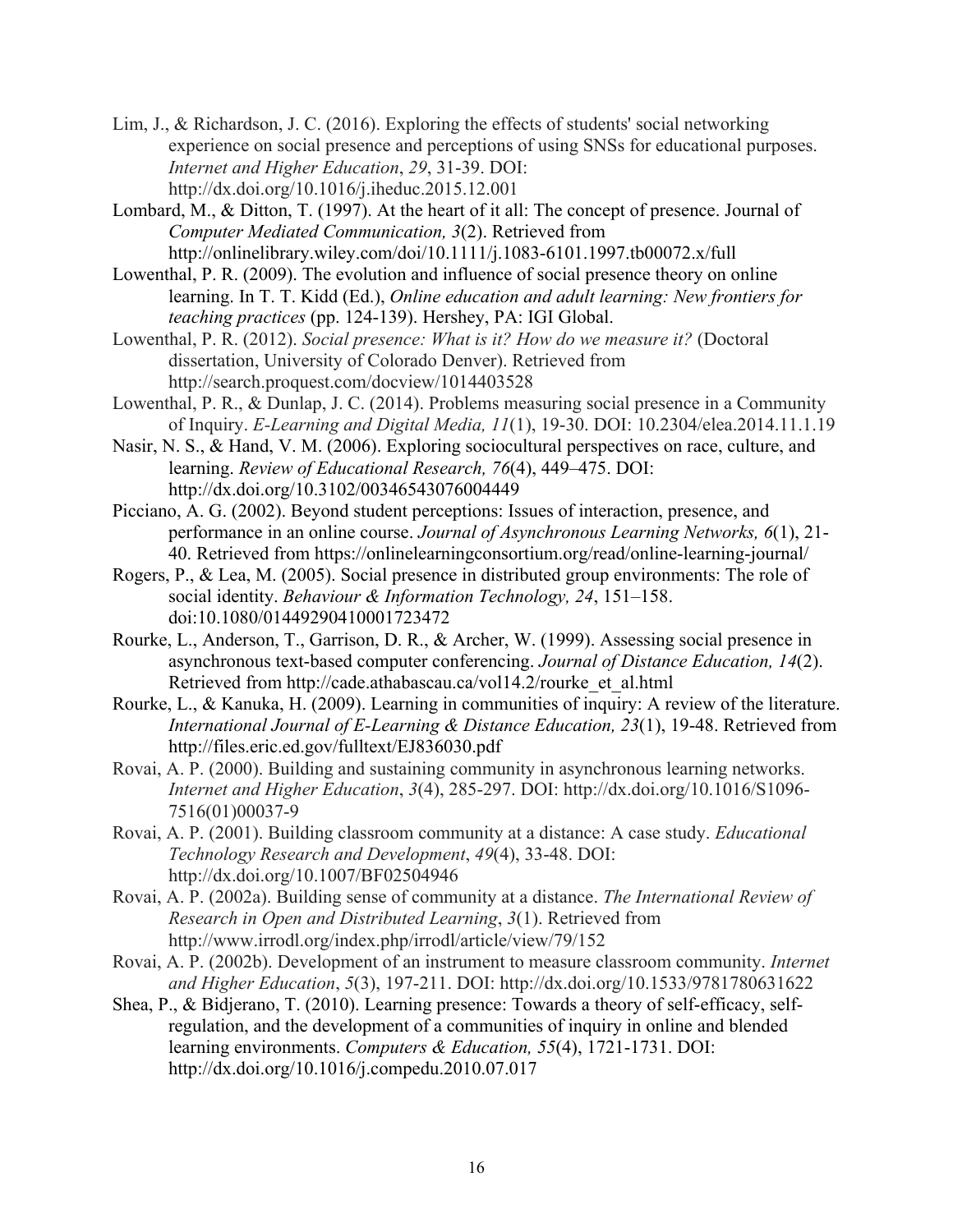Lim, J., & Richardson, J. C. (2016). Exploring the effects of students' social networking experience on social presence and perceptions of using SNSs for educational purposes. *Internet and Higher Education*, *29*, 31-39. DOI: http://dx.doi.org/10.1016/j.iheduc.2015.12.001

Lombard, M., & Ditton, T. (1997). At the heart of it all: The concept of presence. Journal of *Computer Mediated Communication, 3*(2). Retrieved from http://onlinelibrary.wiley.com/doi/10.1111/j.1083-6101.1997.tb00072.x/full

Lowenthal, P. R. (2009). The evolution and influence of social presence theory on online learning. In T. T. Kidd (Ed.), *Online education and adult learning: New frontiers for teaching practices* (pp. 124-139). Hershey, PA: IGI Global.

Lowenthal, P. R. (2012). *Social presence: What is it? How do we measure it?* (Doctoral dissertation, University of Colorado Denver). Retrieved from http://search.proquest.com/docview/1014403528

Lowenthal, P. R., & Dunlap, J. C. (2014). Problems measuring social presence in a Community of Inquiry. *E-Learning and Digital Media, 11*(1), 19-30. DOI: 10.2304/elea.2014.11.1.19

Nasir, N. S., & Hand, V. M. (2006). Exploring sociocultural perspectives on race, culture, and learning. *Review of Educational Research, 76*(4), 449–475. DOI: http://dx.doi.org/10.3102/00346543076004449

Picciano, A. G. (2002). Beyond student perceptions: Issues of interaction, presence, and performance in an online course. *Journal of Asynchronous Learning Networks, 6*(1), 21-40. Retrieved from https://onlinelearningconsortium.org/read/online-learning-journal/

Rogers, P., & Lea, M. (2005). Social presence in distributed group environments: The role of social identity. *Behaviour & Information Technology, 24*, 151–158. doi:10.1080/01449290410001723472

Rourke, L., Anderson, T., Garrison, D. R., & Archer, W. (1999). Assessing social presence in asynchronous text-based computer conferencing. *Journal of Distance Education, 14*(2). Retrieved from http://cade.athabascau.ca/vol14.2/rourke_et_al.html

Rourke, L., & Kanuka, H. (2009). Learning in communities of inquiry: A review of the literature. *International Journal of E-Learning & Distance Education, 23*(1), 19-48. Retrieved from http://files.eric.ed.gov/fulltext/EJ836030.pdf

Rovai, A. P. (2000). Building and sustaining community in asynchronous learning networks. *Internet and Higher Education*, *3*(4), 285-297. DOI: http://dx.doi.org/10.1016/S1096-7516(01)00037-9

Rovai, A. P. (2001). Building classroom community at a distance: A case study. *Educational Technology Research and Development*, *49*(4), 33-48. DOI: http://dx.doi.org/10.1007/BF02504946

Rovai, A. P. (2002a). Building sense of community at a distance. *The International Review of Research in Open and Distributed Learning*, *3*(1). Retrieved from http://www.irrodl.org/index.php/irrodl/article/view/79/152

Rovai, A. P. (2002b). Development of an instrument to measure classroom community. *Internet and Higher Education*, *5*(3), 197-211. DOI: http://dx.doi.org/10.1533/9781780631622

Shea, P., & Bidjerano, T. (2010). Learning presence: Towards a theory of self-efficacy, self-regulation, and the development of a communities of inquiry in online and blended learning environments. *Computers & Education, 55*(4), 1721-1731. DOI: http://dx.doi.org/10.1016/j.compedu.2010.07.017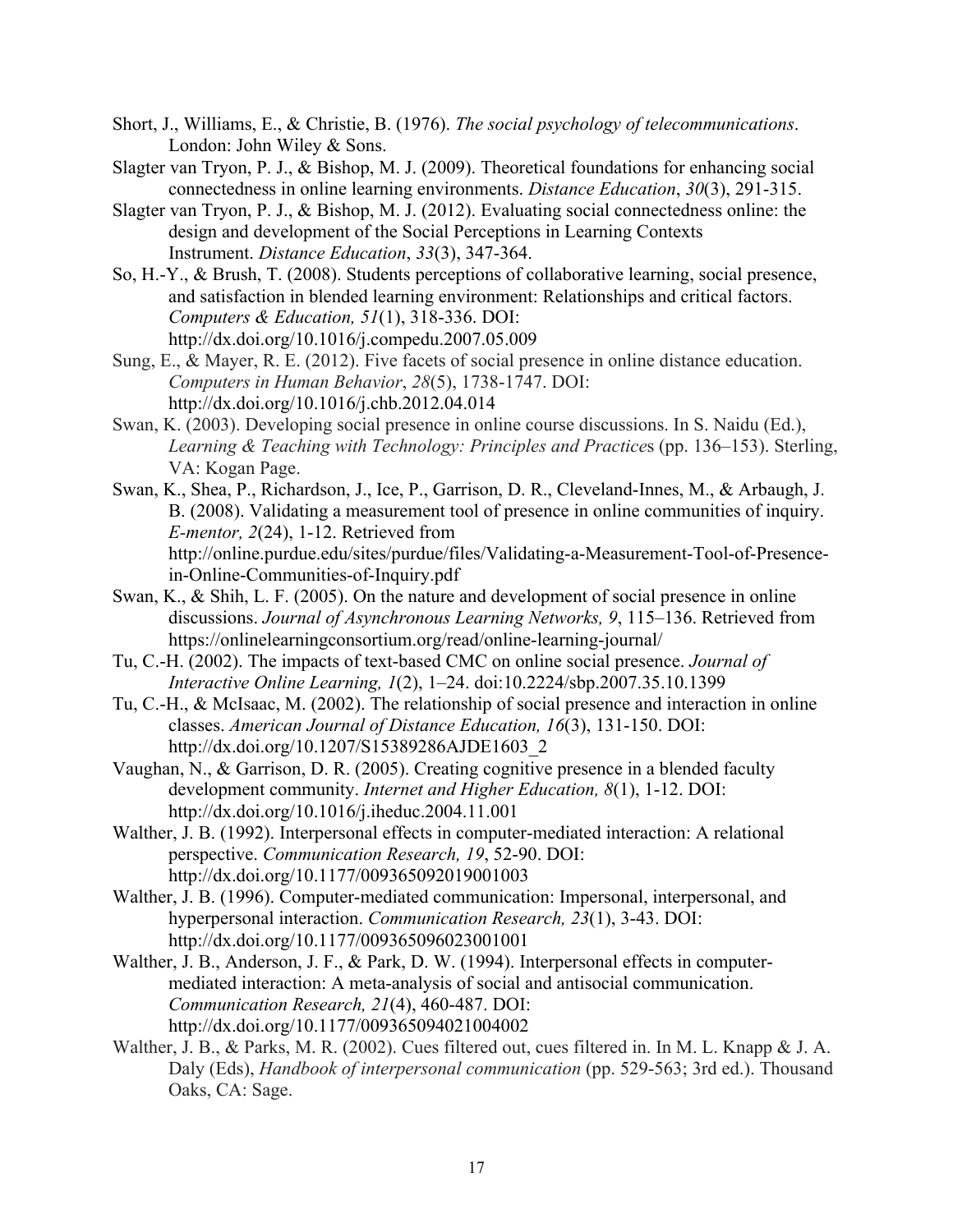Short, J., Williams, E., & Christie, B. (1976). *The social psychology of telecommunications*. London: John Wiley & Sons.

Slagter van Tryon, P. J., & Bishop, M. J. (2009). Theoretical foundations for enhancing social connectedness in online learning environments. *Distance Education*, *30*(3), 291-315.

Slagter van Tryon, P. J., & Bishop, M. J. (2012). Evaluating social connectedness online: the design and development of the Social Perceptions in Learning Contexts Instrument. *Distance Education*, *33*(3), 347-364.

So, H.-Y., & Brush, T. (2008). Students perceptions of collaborative learning, social presence, and satisfaction in blended learning environment: Relationships and critical factors. *Computers & Education, 51*(1), 318-336. DOI: http://dx.doi.org/10.1016/j.compedu.2007.05.009

Sung, E., & Mayer, R. E. (2012). Five facets of social presence in online distance education. *Computers in Human Behavior*, *28*(5), 1738-1747. DOI: http://dx.doi.org/10.1016/j.chb.2012.04.014

Swan, K. (2003). Developing social presence in online course discussions. In S. Naidu (Ed.), *Learning & Teaching with Technology: Principles and Practices* (pp. 136–153). Sterling, VA: Kogan Page.

Swan, K., Shea, P., Richardson, J., Ice, P., Garrison, D. R., Cleveland-Innes, M., & Arbaugh, J. B. (2008). Validating a measurement tool of presence in online communities of inquiry. *E-mentor, 2*(24), 1-12. Retrieved from http://online.purdue.edu/sites/purdue/files/Validating-a-Measurement-Tool-of-Presence-in-Online-Communities-of-Inquiry.pdf

Swan, K., & Shih, L. F. (2005). On the nature and development of social presence in online discussions. *Journal of Asynchronous Learning Networks, 9*, 115–136. Retrieved from https://onlinelearningconsortium.org/read/online-learning-journal/

Tu, C.-H. (2002). The impacts of text-based CMC on online social presence. *Journal of Interactive Online Learning, 1*(2), 1–24. doi:10.2224/sbp.2007.35.10.1399

Tu, C.-H., & McIsaac, M. (2002). The relationship of social presence and interaction in online classes. *American Journal of Distance Education, 16*(3), 131-150. DOI: http://dx.doi.org/10.1207/S15389286AJDE1603_2

Vaughan, N., & Garrison, D. R. (2005). Creating cognitive presence in a blended faculty development community. *Internet and Higher Education, 8*(1), 1-12. DOI: http://dx.doi.org/10.1016/j.iheduc.2004.11.001

Walther, J. B. (1992). Interpersonal effects in computer-mediated interaction: A relational perspective. *Communication Research, 19*, 52-90. DOI: http://dx.doi.org/10.1177/009365092019001003

Walther, J. B. (1996). Computer-mediated communication: Impersonal, interpersonal, and hyperpersonal interaction. *Communication Research, 23*(1), 3-43. DOI: http://dx.doi.org/10.1177/009365096023001001

Walther, J. B., Anderson, J. F., & Park, D. W. (1994). Interpersonal effects in computer-mediated interaction: A meta-analysis of social and antisocial communication. *Communication Research, 21*(4), 460-487. DOI: http://dx.doi.org/10.1177/009365094021004002

Walther, J. B., & Parks, M. R. (2002). Cues filtered out, cues filtered in. In M. L. Knapp & J. A. Daly (Eds), *Handbook of interpersonal communication* (pp. 529-563; 3rd ed.). Thousand Oaks, CA: Sage.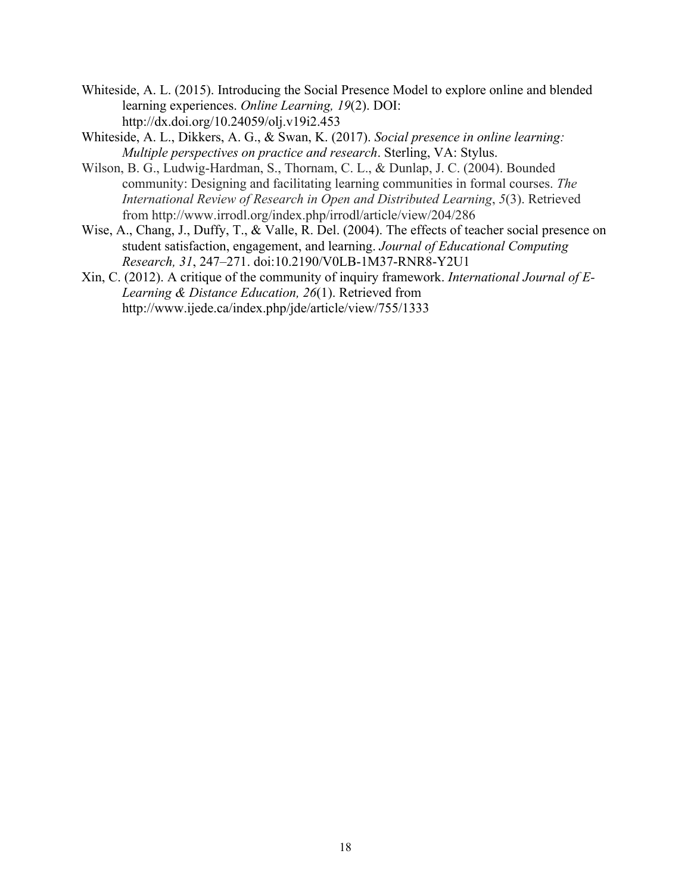Whiteside, A. L. (2015). Introducing the Social Presence Model to explore online and blended learning experiences. *Online Learning, 19*(2). DOI: http://dx.doi.org/10.24059/olj.v19i2.453

Whiteside, A. L., Dikkers, A. G., & Swan, K. (2017). *Social presence in online learning: Multiple perspectives on practice and research*. Sterling, VA: Stylus.

Wilson, B. G., Ludwig-Hardman, S., Thornam, C. L., & Dunlap, J. C. (2004). Bounded community: Designing and facilitating learning communities in formal courses. *The International Review of Research in Open and Distributed Learning*, *5*(3). Retrieved from http://www.irrodl.org/index.php/irrodl/article/view/204/286

Wise, A., Chang, J., Duffy, T., & Valle, R. Del. (2004). The effects of teacher social presence on student satisfaction, engagement, and learning. *Journal of Educational Computing Research, 31*, 247–271. doi:10.2190/V0LB-1M37-RNR8-Y2U1

Xin, C. (2012). A critique of the community of inquiry framework. *International Journal of E-Learning & Distance Education, 26*(1). Retrieved from http://www.ijede.ca/index.php/jde/article/view/755/1333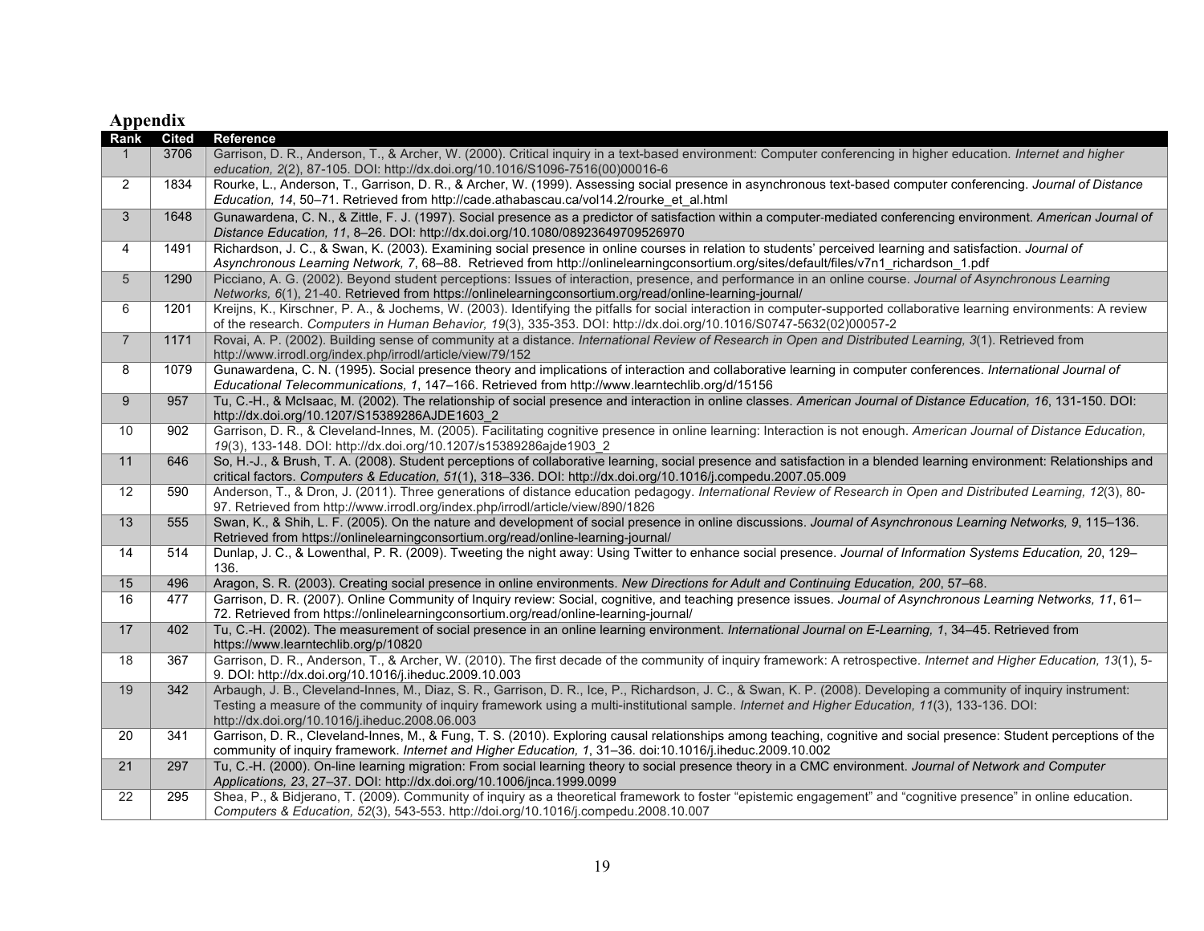# Appendix

| Rank | Cited | Reference |
|---|---|---|
| 1 | 3706 | Garrison, D. R., Anderson, T., & Archer, W. (2000). Critical inquiry in a text-based environment: Computer conferencing in higher education. *Internet and higher education, 2*(2), 87-105. DOI: http://dx.doi.org/10.1016/S1096-7516(00)00016-6 |
| 2 | 1834 | Rourke, L., Anderson, T., Garrison, D. R., & Archer, W. (1999). Assessing social presence in asynchronous text-based computer conferencing. *Journal of Distance Education, 14*, 50–71. Retrieved from http://cade.athabascau.ca/vol14.2/rourke_et_al.html |
| 3 | 1648 | Gunawardena, C. N., & Zittle, F. J. (1997). Social presence as a predictor of satisfaction within a computer-mediated conferencing environment. *American Journal of Distance Education, 11*, 8–26. DOI: http://dx.doi.org/10.1080/08923649709526970 |
| 4 | 1491 | Richardson, J. C., & Swan, K. (2003). Examining social presence in online courses in relation to students' perceived learning and satisfaction. *Journal of Asynchronous Learning Network, 7*, 68–88. Retrieved from http://onlinelearningconsortium.org/sites/default/files/v7n1_richardson_1.pdf |
| 5 | 1290 | Picciano, A. G. (2002). Beyond student perceptions: Issues of interaction, presence, and performance in an online course. *Journal of Asynchronous Learning Networks, 6*(1), 21-40. Retrieved from https://onlinelearningconsortium.org/read/online-learning-journal/ |
| 6 | 1201 | Kreijns, K., Kirschner, P. A., & Jochems, W. (2003). Identifying the pitfalls for social interaction in computer-supported collaborative learning environments: A review of the research. *Computers in Human Behavior, 19*(3), 335-353. DOI: http://dx.doi.org/10.1016/S0747-5632(02)00057-2 |
| 7 | 1171 | Rovai, A. P. (2002). Building sense of community at a distance. *International Review of Research in Open and Distributed Learning, 3*(1). Retrieved from http://www.irrodl.org/index.php/irrodl/article/view/79/152 |
| 8 | 1079 | Gunawardena, C. N. (1995). Social presence theory and implications of interaction and collaborative learning in computer conferences. *International Journal of Educational Telecommunications, 1*, 147–166. Retrieved from http://www.learntechlib.org/d/15156 |
| 9 | 957 | Tu, C.-H., & McIsaac, M. (2002). The relationship of social presence and interaction in online classes. *American Journal of Distance Education, 16*, 131-150. DOI: http://dx.doi.org/10.1207/S15389286AJDE1603_2 |
| 10 | 902 | Garrison, D. R., & Cleveland-Innes, M. (2005). Facilitating cognitive presence in online learning: Interaction is not enough. *American Journal of Distance Education, 19*(3), 133-148. DOI: http://dx.doi.org/10.1207/s15389286ajde1903_2 |
| 11 | 646 | So, H.-J., & Brush, T. A. (2008). Student perceptions of collaborative learning, social presence and satisfaction in a blended learning environment: Relationships and critical factors. *Computers & Education, 51*(1), 318–336. DOI: http://dx.doi.org/10.1016/j.compedu.2007.05.009 |
| 12 | 590 | Anderson, T., & Dron, J. (2011). Three generations of distance education pedagogy. *International Review of Research in Open and Distributed Learning, 12*(3), 80-97. Retrieved from http://www.irrodl.org/index.php/irrodl/article/view/890/1826 |
| 13 | 555 | Swan, K., & Shih, L. F. (2005). On the nature and development of social presence in online discussions. *Journal of Asynchronous Learning Networks, 9*, 115–136. Retrieved from https://onlinelearningconsortium.org/read/online-learning-journal/ |
| 14 | 514 | Dunlap, J. C., & Lowenthal, P. R. (2009). Tweeting the night away: Using Twitter to enhance social presence. *Journal of Information Systems Education, 20*, 129–136. |
| 15 | 496 | Aragon, S. R. (2003). Creating social presence in online environments. *New Directions for Adult and Continuing Education, 200*, 57–68. |
| 16 | 477 | Garrison, D. R. (2007). Online Community of Inquiry review: Social, cognitive, and teaching presence issues. *Journal of Asynchronous Learning Networks, 11*, 61–72. Retrieved from https://onlinelearningconsortium.org/read/online-learning-journal/ |
| 17 | 402 | Tu, C.-H. (2002). The measurement of social presence in an online learning environment. *International Journal on E-Learning, 1*, 34–45. Retrieved from https://www.learntechlib.org/p/10820 |
| 18 | 367 | Garrison, D. R., Anderson, T., & Archer, W. (2010). The first decade of the community of inquiry framework: A retrospective. *Internet and Higher Education, 13*(1), 5-9. DOI: http://dx.doi.org/10.1016/j.iheduc.2009.10.003 |
| 19 | 342 | Arbaugh, J. B., Cleveland-Innes, M., Diaz, S. R., Garrison, D. R., Ice, P., Richardson, J. C., & Swan, K. P. (2008). Developing a community of inquiry instrument: Testing a measure of the community of inquiry framework using a multi-institutional sample. *Internet and Higher Education, 11*(3), 133-136. DOI: http://dx.doi.org/10.1016/j.iheduc.2008.06.003 |
| 20 | 341 | Garrison, D. R., Cleveland-Innes, M., & Fung, T. S. (2010). Exploring causal relationships among teaching, cognitive and social presence: Student perceptions of the community of inquiry framework. *Internet and Higher Education, 1*, 31–36. doi:10.1016/j.iheduc.2009.10.002 |
| 21 | 297 | Tu, C.-H. (2000). On-line learning migration: From social learning theory to social presence theory in a CMC environment. *Journal of Network and Computer Applications, 23*, 27–37. DOI: http://dx.doi.org/10.1006/jnca.1999.0099 |
| 22 | 295 | Shea, P., & Bidjerano, T. (2009). Community of inquiry as a theoretical framework to foster "epistemic engagement" and "cognitive presence" in online education. *Computers & Education, 52*(3), 543-553. http://doi.org/10.1016/j.compedu.2008.10.007 |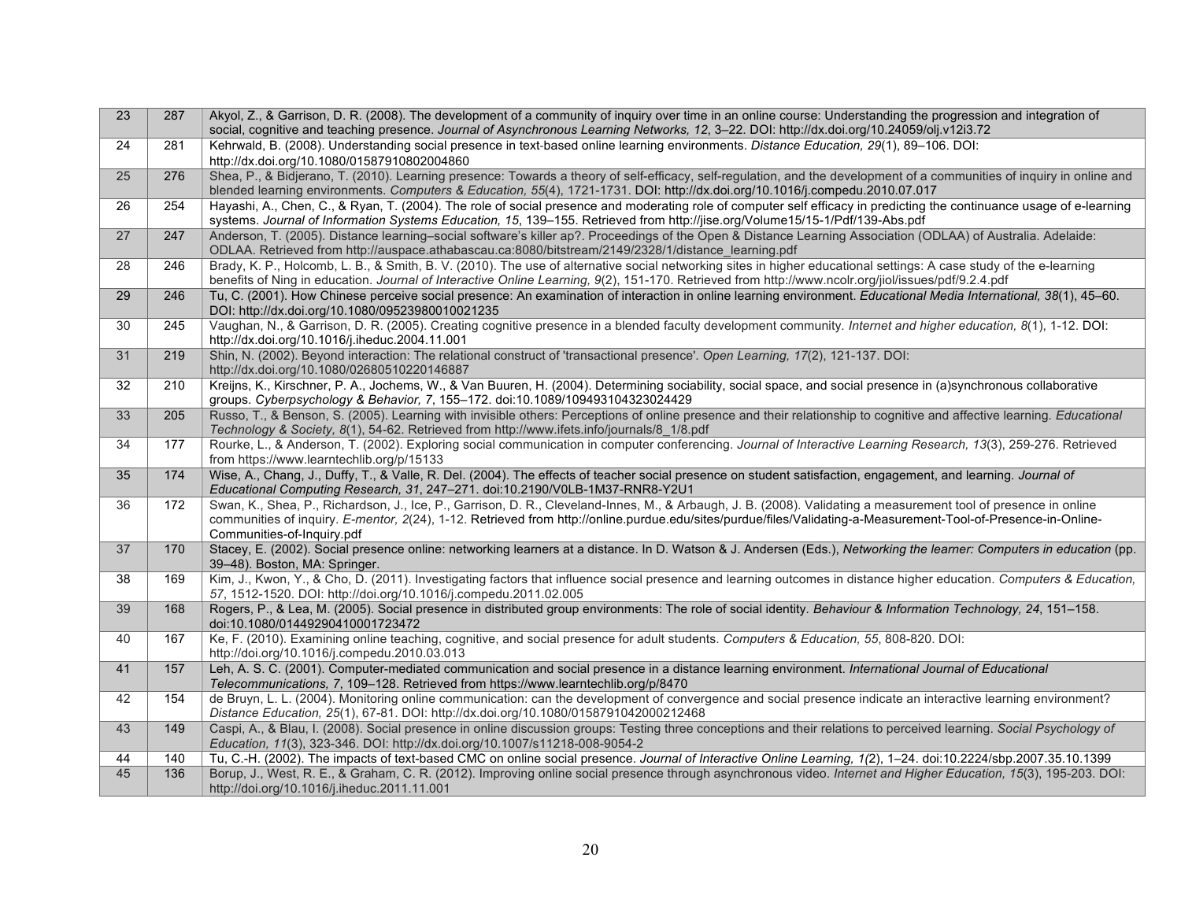| | | |
|---|---|---|
| 23 | 287 | Akyol, Z., & Garrison, D. R. (2008). The development of a community of inquiry over time in an online course: Understanding the progression and integration of social, cognitive and teaching presence. *Journal of Asynchronous Learning Networks, 12*, 3–22. DOI: http://dx.doi.org/10.24059/olj.v12i3.72 |
| 24 | 281 | Kehrwald, B. (2008). Understanding social presence in text-based online learning environments. *Distance Education, 29*(1), 89–106. DOI: http://dx.doi.org/10.1080/01587910802004860 |
| 25 | 276 | Shea, P., & Bidjerano, T. (2010). Learning presence: Towards a theory of self-efficacy, self-regulation, and the development of a communities of inquiry in online and blended learning environments. *Computers & Education, 55*(4), 1721-1731. DOI: http://dx.doi.org/10.1016/j.compedu.2010.07.017 |
| 26 | 254 | Hayashi, A., Chen, C., & Ryan, T. (2004). The role of social presence and moderating role of computer self efficacy in predicting the continuance usage of e-learning systems. *Journal of Information Systems Education, 15*, 139–155. Retrieved from http://jise.org/Volume15/15-1/Pdf/139-Abs.pdf |
| 27 | 247 | Anderson, T. (2005). Distance learning–social software's killer ap?. Proceedings of the Open & Distance Learning Association (ODLAA) of Australia. Adelaide: ODLAA. Retrieved from http://auspace.athabascau.ca:8080/bitstream/2149/2328/1/distance_learning.pdf |
| 28 | 246 | Brady, K. P., Holcomb, L. B., & Smith, B. V. (2010). The use of alternative social networking sites in higher educational settings: A case study of the e-learning benefits of Ning in education. *Journal of Interactive Online Learning, 9*(2), 151-170. Retrieved from http://www.ncolr.org/jiol/issues/pdf/9.2.4.pdf |
| 29 | 246 | Tu, C. (2001). How Chinese perceive social presence: An examination of interaction in online learning environment. *Educational Media International, 38*(1), 45–60. DOI: http://dx.doi.org/10.1080/09523980010021235 |
| 30 | 245 | Vaughan, N., & Garrison, D. R. (2005). Creating cognitive presence in a blended faculty development community. *Internet and higher education, 8*(1), 1-12. DOI: http://dx.doi.org/10.1016/j.iheduc.2004.11.001 |
| 31 | 219 | Shin, N. (2002). Beyond interaction: The relational construct of 'transactional presence'. *Open Learning, 17*(2), 121-137. DOI: http://dx.doi.org/10.1080/02680510220146887 |
| 32 | 210 | Kreijns, K., Kirschner, P. A., Jochems, W., & Van Buuren, H. (2004). Determining sociability, social space, and social presence in (a)synchronous collaborative groups. *Cyberpsychology & Behavior, 7*, 155–172. doi:10.1089/109493104323024429 |
| 33 | 205 | Russo, T., & Benson, S. (2005). Learning with invisible others: Perceptions of online presence and their relationship to cognitive and affective learning. *Educational Technology & Society, 8*(1), 54-62. Retrieved from http://www.ifets.info/journals/8_1/8.pdf |
| 34 | 177 | Rourke, L., & Anderson, T. (2002). Exploring social communication in computer conferencing. *Journal of Interactive Learning Research, 13*(3), 259-276. Retrieved from https://www.learntechlib.org/p/15133 |
| 35 | 174 | Wise, A., Chang, J., Duffy, T., & Valle, R. Del. (2004). The effects of teacher social presence on student satisfaction, engagement, and learning. *Journal of Educational Computing Research, 31*, 247–271. doi:10.2190/V0LB-1M37-RNR8-Y2U1 |
| 36 | 172 | Swan, K., Shea, P., Richardson, J., Ice, P., Garrison, D. R., Cleveland-Innes, M., & Arbaugh, J. B. (2008). Validating a measurement tool of presence in online communities of inquiry. *E-mentor, 2*(24), 1-12. Retrieved from http://online.purdue.edu/sites/purdue/files/Validating-a-Measurement-Tool-of-Presence-in-Online-Communities-of-Inquiry.pdf |
| 37 | 170 | Stacey, E. (2002). Social presence online: networking learners at a distance. In D. Watson & J. Andersen (Eds.), *Networking the learner: Computers in education* (pp. 39–48). Boston, MA: Springer. |
| 38 | 169 | Kim, J., Kwon, Y., & Cho, D. (2011). Investigating factors that influence social presence and learning outcomes in distance higher education. *Computers & Education, 57*, 1512-1520. DOI: http://doi.org/10.1016/j.compedu.2011.02.005 |
| 39 | 168 | Rogers, P., & Lea, M. (2005). Social presence in distributed group environments: The role of social identity. *Behaviour & Information Technology, 24*, 151–158. doi:10.1080/01449290410001723472 |
| 40 | 167 | Ke, F. (2010). Examining online teaching, cognitive, and social presence for adult students. *Computers & Education, 55*, 808-820. DOI: http://doi.org/10.1016/j.compedu.2010.03.013 |
| 41 | 157 | Leh, A. S. C. (2001). Computer-mediated communication and social presence in a distance learning environment. *International Journal of Educational Telecommunications, 7*, 109–128. Retrieved from https://www.learntechlib.org/p/8470 |
| 42 | 154 | de Bruyn, L. L. (2004). Monitoring online communication: can the development of convergence and social presence indicate an interactive learning environment? *Distance Education, 25*(1), 67-81. DOI: http://dx.doi.org/10.1080/0158791042000212468 |
| 43 | 149 | Caspi, A., & Blau, I. (2008). Social presence in online discussion groups: Testing three conceptions and their relations to perceived learning. *Social Psychology of Education, 11*(3), 323-346. DOI: http://dx.doi.org/10.1007/s11218-008-9054-2 |
| 44 | 140 | Tu, C.-H. (2002). The impacts of text-based CMC on online social presence. *Journal of Interactive Online Learning, 1(*2), 1–24. doi:10.2224/sbp.2007.35.10.1399 |
| 45 | 136 | Borup, J., West, R. E., & Graham, C. R. (2012). Improving online social presence through asynchronous video. *Internet and Higher Education, 15*(3), 195-203. DOI: http://doi.org/10.1016/j.iheduc.2011.11.001 |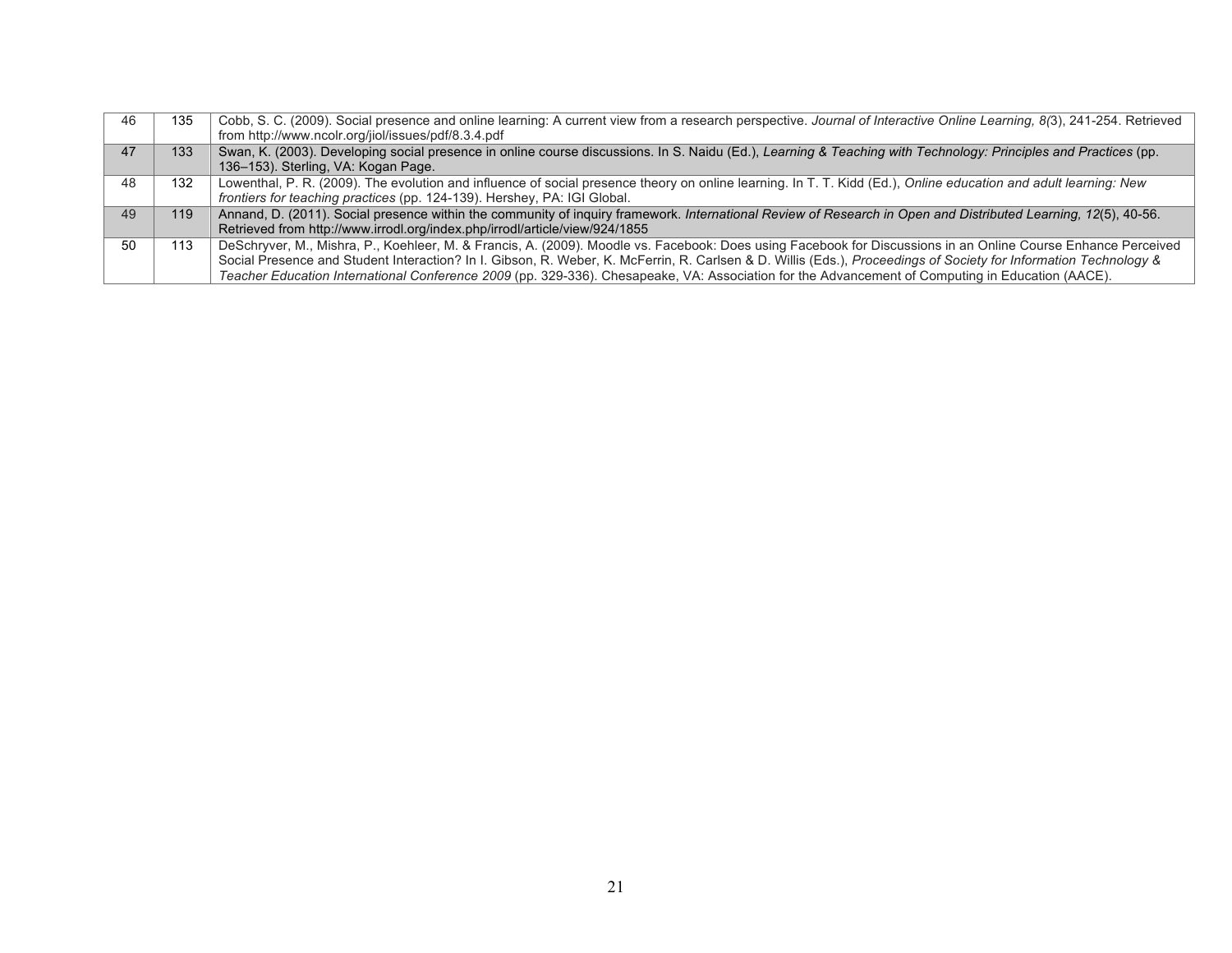| | | |
|---|---|---|
| 46 | 135 | Cobb, S. C. (2009). Social presence and online learning: A current view from a research perspective. *Journal of Interactive Online Learning, 8(*3), 241-254. Retrieved from http://www.ncolr.org/jiol/issues/pdf/8.3.4.pdf |
| 47 | 133 | Swan, K. (2003). Developing social presence in online course discussions. In S. Naidu (Ed.), *Learning & Teaching with Technology: Principles and Practices* (pp. 136–153). Sterling, VA: Kogan Page. |
| 48 | 132 | Lowenthal, P. R. (2009). The evolution and influence of social presence theory on online learning. In T. T. Kidd (Ed.), *Online education and adult learning: New frontiers for teaching practices* (pp. 124-139). Hershey, PA: IGI Global. |
| 49 | 119 | Annand, D. (2011). Social presence within the community of inquiry framework. *International Review of Research in Open and Distributed Learning, 12*(5), 40-56. Retrieved from http://www.irrodl.org/index.php/irrodl/article/view/924/1855 |
| 50 | 113 | DeSchryver, M., Mishra, P., Koehleer, M. & Francis, A. (2009). Moodle vs. Facebook: Does using Facebook for Discussions in an Online Course Enhance Perceived Social Presence and Student Interaction? In I. Gibson, R. Weber, K. McFerrin, R. Carlsen & D. Willis (Eds.), *Proceedings of Society for Information Technology & Teacher Education International Conference 2009* (pp. 329-336). Chesapeake, VA: Association for the Advancement of Computing in Education (AACE). |